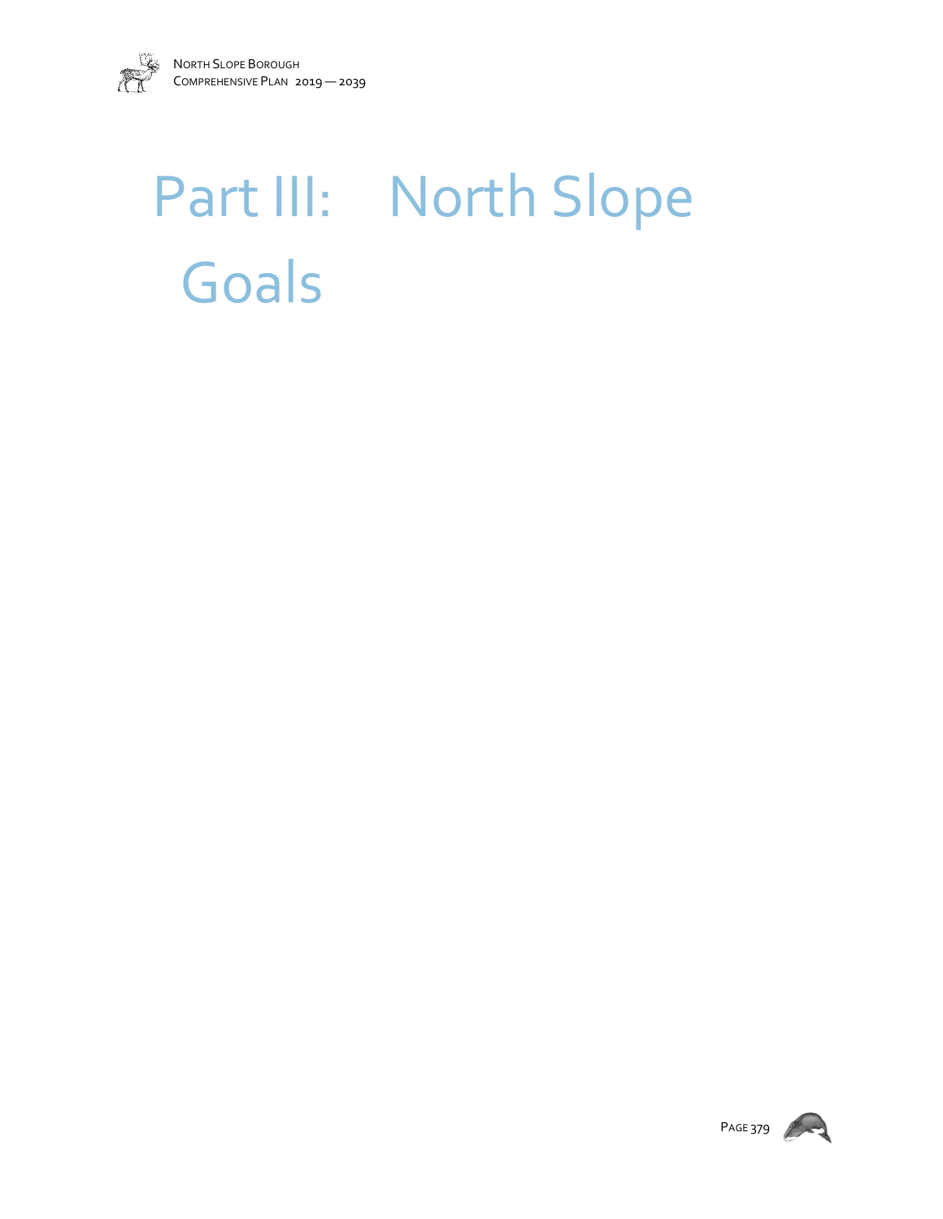# Part III: North Slope Goals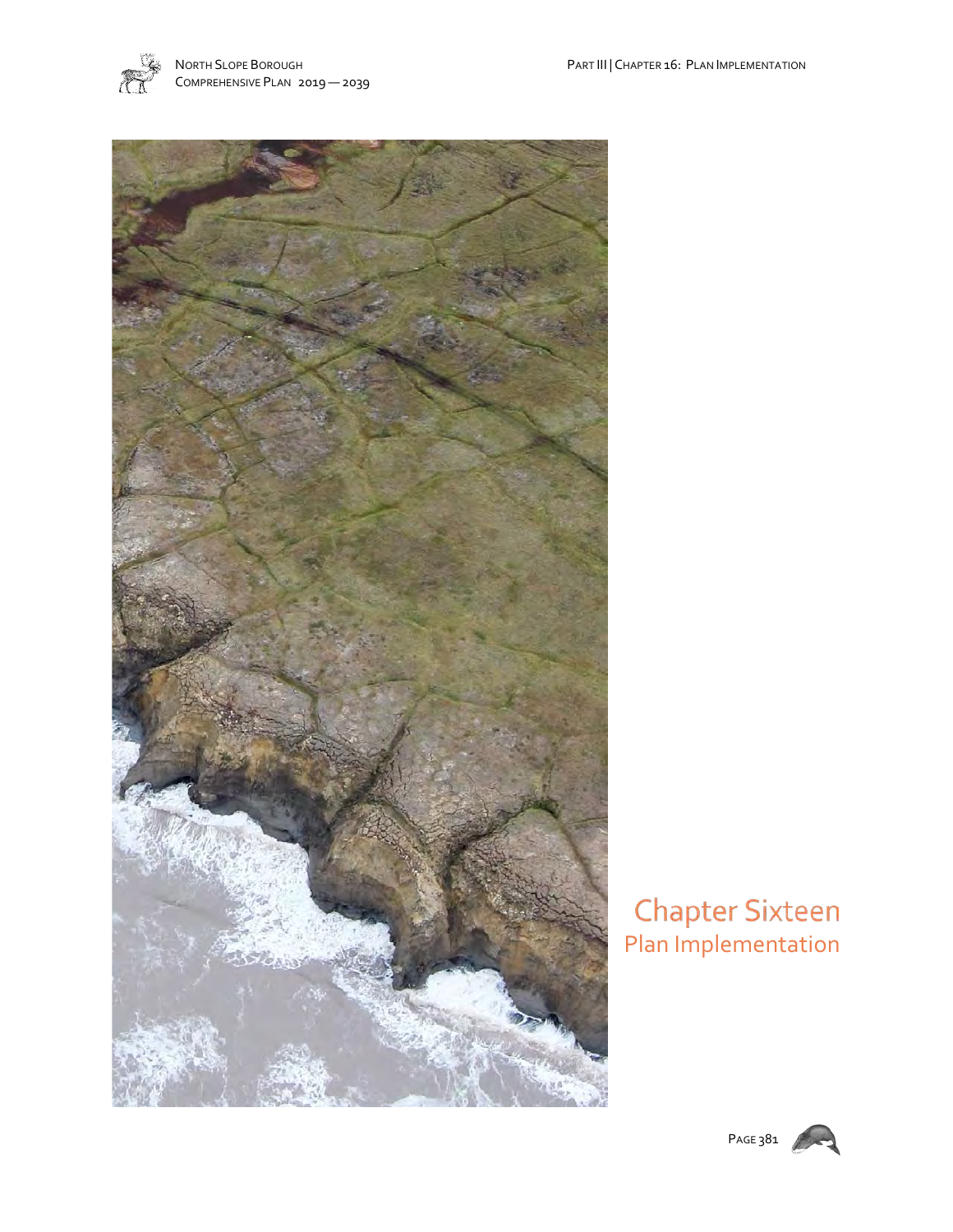# Chapter Sixteen
## Plan Implementation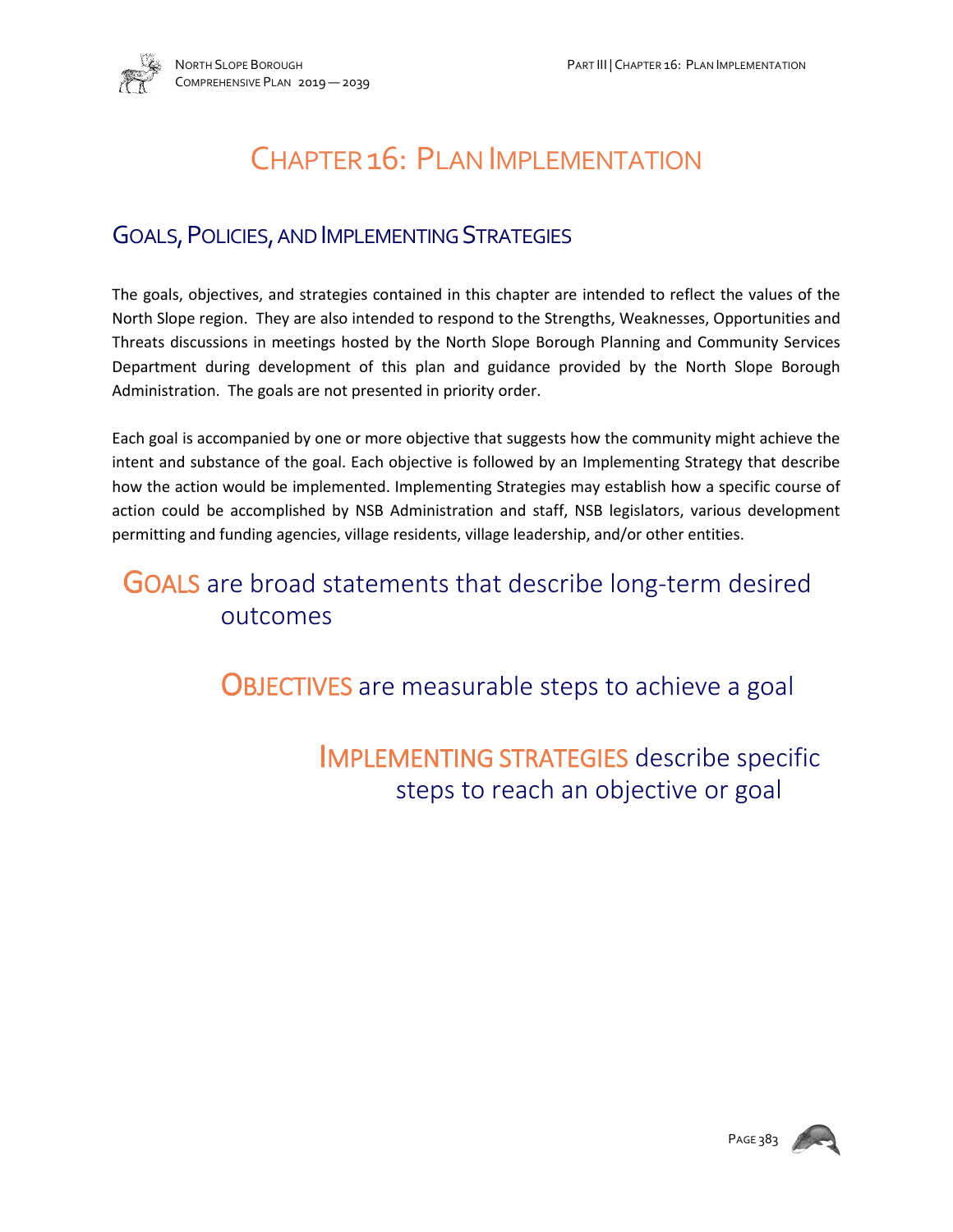# Chapter 16: Plan Implementation

## Goals, Policies, and Implementing Strategies

The goals, objectives, and strategies contained in this chapter are intended to reflect the values of the North Slope region. They are also intended to respond to the Strengths, Weaknesses, Opportunities and Threats discussions in meetings hosted by the North Slope Borough Planning and Community Services Department during development of this plan and guidance provided by the North Slope Borough Administration. The goals are not presented in priority order.

Each goal is accompanied by one or more objective that suggests how the community might achieve the intent and substance of the goal. Each objective is followed by an Implementing Strategy that describe how the action would be implemented. Implementing Strategies may establish how a specific course of action could be accomplished by NSB Administration and staff, NSB legislators, various development permitting and funding agencies, village residents, village leadership, and/or other entities.

**GOALS** are broad statements that describe long-term desired outcomes

**OBJECTIVES** are measurable steps to achieve a goal

**IMPLEMENTING STRATEGIES** describe specific steps to reach an objective or goal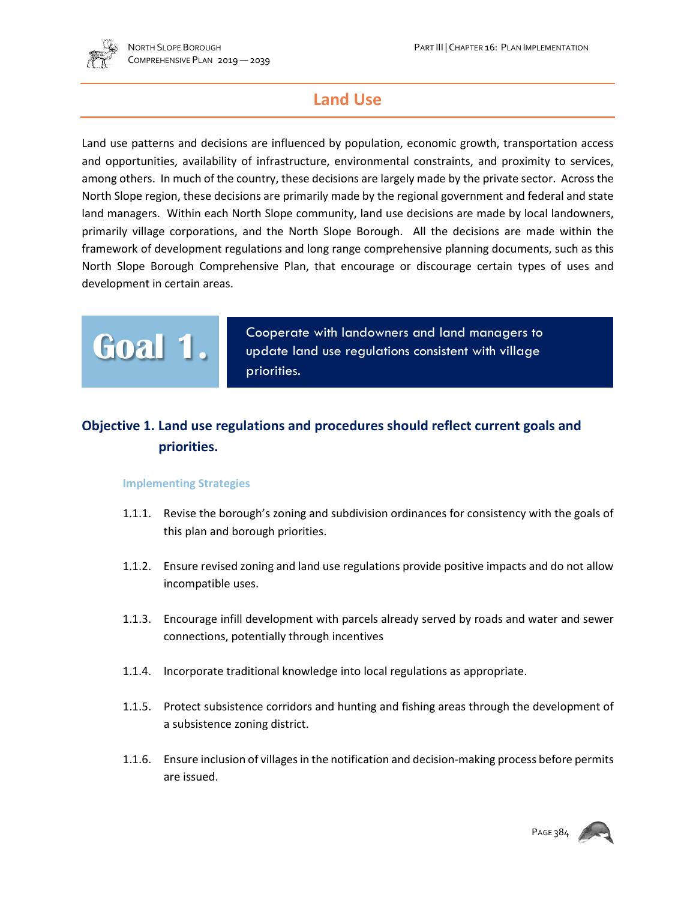## Land Use

Land use patterns and decisions are influenced by population, economic growth, transportation access and opportunities, availability of infrastructure, environmental constraints, and proximity to services, among others. In much of the country, these decisions are largely made by the private sector. Across the North Slope region, these decisions are primarily made by the regional government and federal and state land managers. Within each North Slope community, land use decisions are made by local landowners, primarily village corporations, and the North Slope Borough. All the decisions are made within the framework of development regulations and long range comprehensive planning documents, such as this North Slope Borough Comprehensive Plan, that encourage or discourage certain types of uses and development in certain areas.

### Goal 1. Cooperate with landowners and land managers to update land use regulations consistent with village priorities.

#### Objective 1. Land use regulations and procedures should reflect current goals and priorities.

##### Implementing Strategies

1.1.1. Revise the borough's zoning and subdivision ordinances for consistency with the goals of this plan and borough priorities.

1.1.2. Ensure revised zoning and land use regulations provide positive impacts and do not allow incompatible uses.

1.1.3. Encourage infill development with parcels already served by roads and water and sewer connections, potentially through incentives

1.1.4. Incorporate traditional knowledge into local regulations as appropriate.

1.1.5. Protect subsistence corridors and hunting and fishing areas through the development of a subsistence zoning district.

1.1.6. Ensure inclusion of villages in the notification and decision-making process before permits are issued.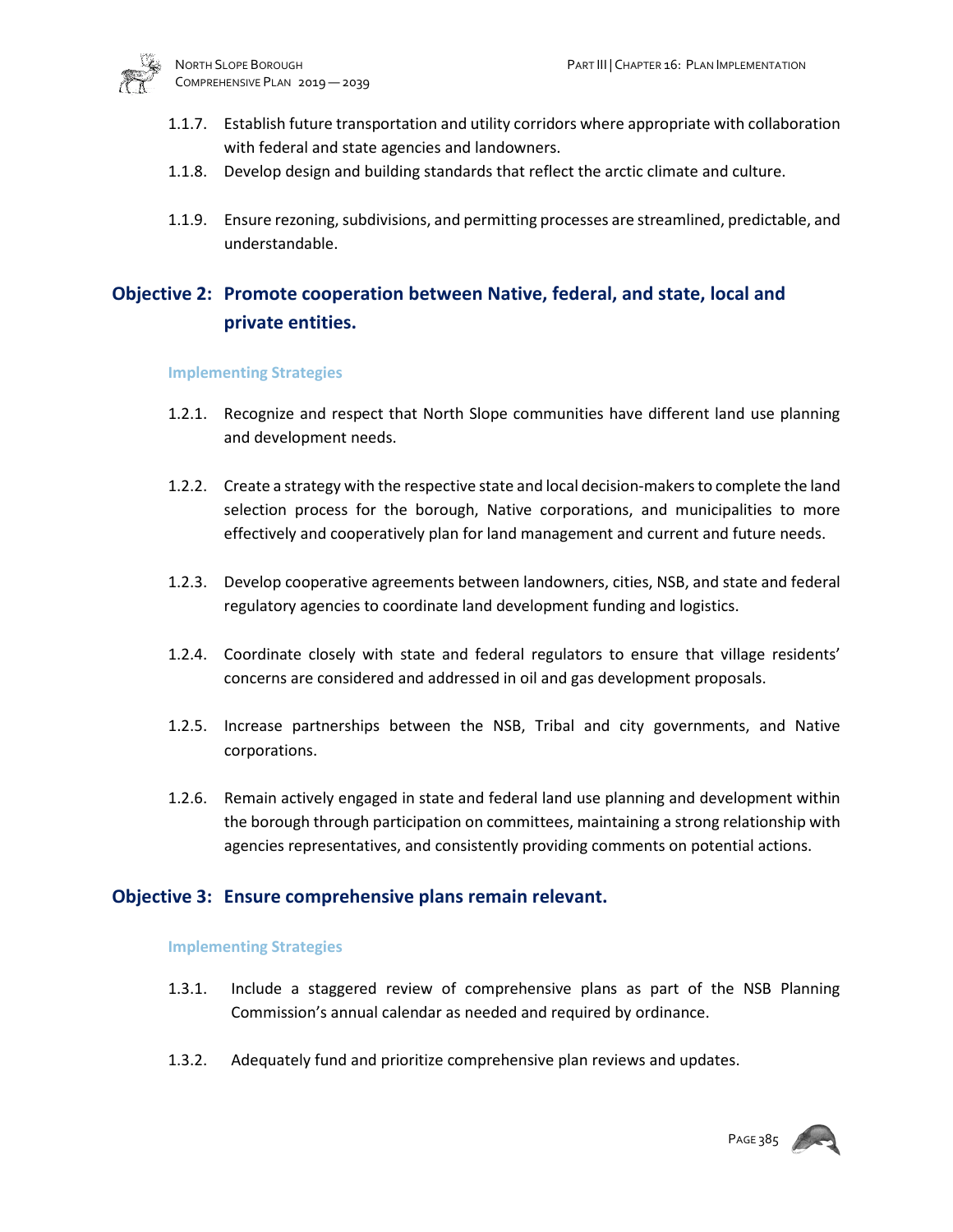1.1.7. Establish future transportation and utility corridors where appropriate with collaboration with federal and state agencies and landowners.

1.1.8. Develop design and building standards that reflect the arctic climate and culture.

1.1.9. Ensure rezoning, subdivisions, and permitting processes are streamlined, predictable, and understandable.

## Objective 2: Promote cooperation between Native, federal, and state, local and private entities.

#### Implementing Strategies

1.2.1. Recognize and respect that North Slope communities have different land use planning and development needs.

1.2.2. Create a strategy with the respective state and local decision-makers to complete the land selection process for the borough, Native corporations, and municipalities to more effectively and cooperatively plan for land management and current and future needs.

1.2.3. Develop cooperative agreements between landowners, cities, NSB, and state and federal regulatory agencies to coordinate land development funding and logistics.

1.2.4. Coordinate closely with state and federal regulators to ensure that village residents' concerns are considered and addressed in oil and gas development proposals.

1.2.5. Increase partnerships between the NSB, Tribal and city governments, and Native corporations.

1.2.6. Remain actively engaged in state and federal land use planning and development within the borough through participation on committees, maintaining a strong relationship with agencies representatives, and consistently providing comments on potential actions.

## Objective 3: Ensure comprehensive plans remain relevant.

#### Implementing Strategies

1.3.1. Include a staggered review of comprehensive plans as part of the NSB Planning Commission's annual calendar as needed and required by ordinance.

1.3.2. Adequately fund and prioritize comprehensive plan reviews and updates.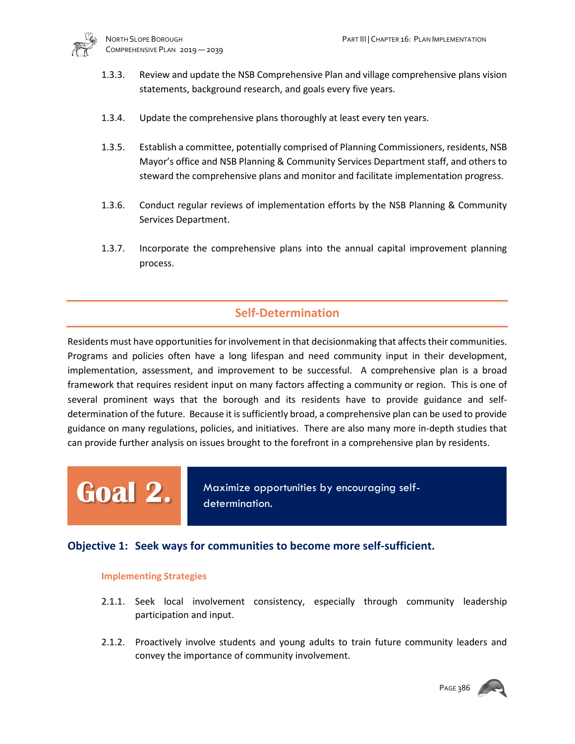1.3.3. Review and update the NSB Comprehensive Plan and village comprehensive plans vision statements, background research, and goals every five years.

1.3.4. Update the comprehensive plans thoroughly at least every ten years.

1.3.5. Establish a committee, potentially comprised of Planning Commissioners, residents, NSB Mayor's office and NSB Planning & Community Services Department staff, and others to steward the comprehensive plans and monitor and facilitate implementation progress.

1.3.6. Conduct regular reviews of implementation efforts by the NSB Planning & Community Services Department.

1.3.7. Incorporate the comprehensive plans into the annual capital improvement planning process.

## Self-Determination

Residents must have opportunities for involvement in that decisionmaking that affects their communities. Programs and policies often have a long lifespan and need community input in their development, implementation, assessment, and improvement to be successful. A comprehensive plan is a broad framework that requires resident input on many factors affecting a community or region. This is one of several prominent ways that the borough and its residents have to provide guidance and self-determination of the future. Because it is sufficiently broad, a comprehensive plan can be used to provide guidance on many regulations, policies, and initiatives. There are also many more in-depth studies that can provide further analysis on issues brought to the forefront in a comprehensive plan by residents.

## Goal 2. Maximize opportunities by encouraging self-determination.

### Objective 1: Seek ways for communities to become more self-sufficient.

#### Implementing Strategies

2.1.1. Seek local involvement consistency, especially through community leadership participation and input.

2.1.2. Proactively involve students and young adults to train future community leaders and convey the importance of community involvement.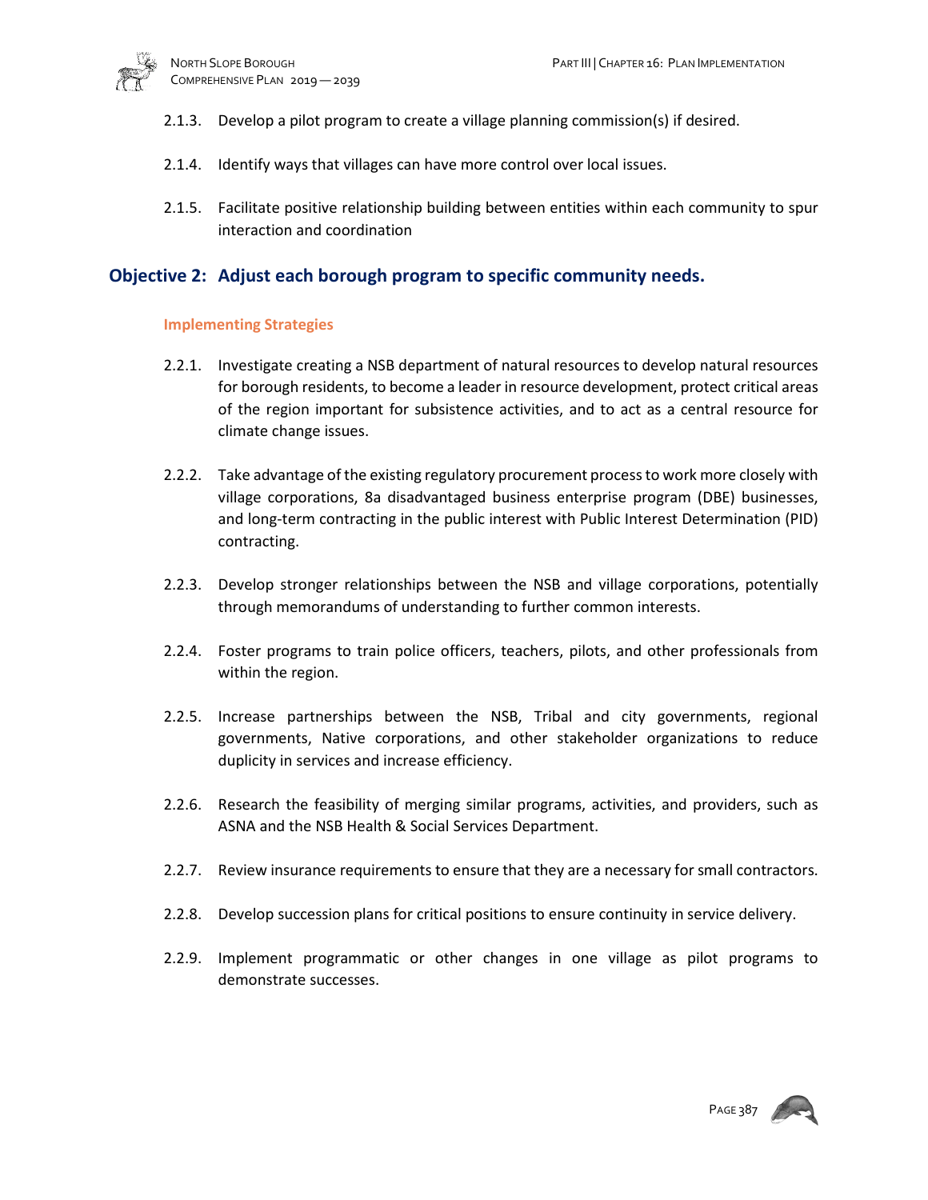2.1.3. Develop a pilot program to create a village planning commission(s) if desired.

2.1.4. Identify ways that villages can have more control over local issues.

2.1.5. Facilitate positive relationship building between entities within each community to spur interaction and coordination

## Objective 2: Adjust each borough program to specific community needs.

### Implementing Strategies

2.2.1. Investigate creating a NSB department of natural resources to develop natural resources for borough residents, to become a leader in resource development, protect critical areas of the region important for subsistence activities, and to act as a central resource for climate change issues.

2.2.2. Take advantage of the existing regulatory procurement process to work more closely with village corporations, 8a disadvantaged business enterprise program (DBE) businesses, and long-term contracting in the public interest with Public Interest Determination (PID) contracting.

2.2.3. Develop stronger relationships between the NSB and village corporations, potentially through memorandums of understanding to further common interests.

2.2.4. Foster programs to train police officers, teachers, pilots, and other professionals from within the region.

2.2.5. Increase partnerships between the NSB, Tribal and city governments, regional governments, Native corporations, and other stakeholder organizations to reduce duplicity in services and increase efficiency.

2.2.6. Research the feasibility of merging similar programs, activities, and providers, such as ASNA and the NSB Health & Social Services Department.

2.2.7. Review insurance requirements to ensure that they are a necessary for small contractors.

2.2.8. Develop succession plans for critical positions to ensure continuity in service delivery.

2.2.9. Implement programmatic or other changes in one village as pilot programs to demonstrate successes.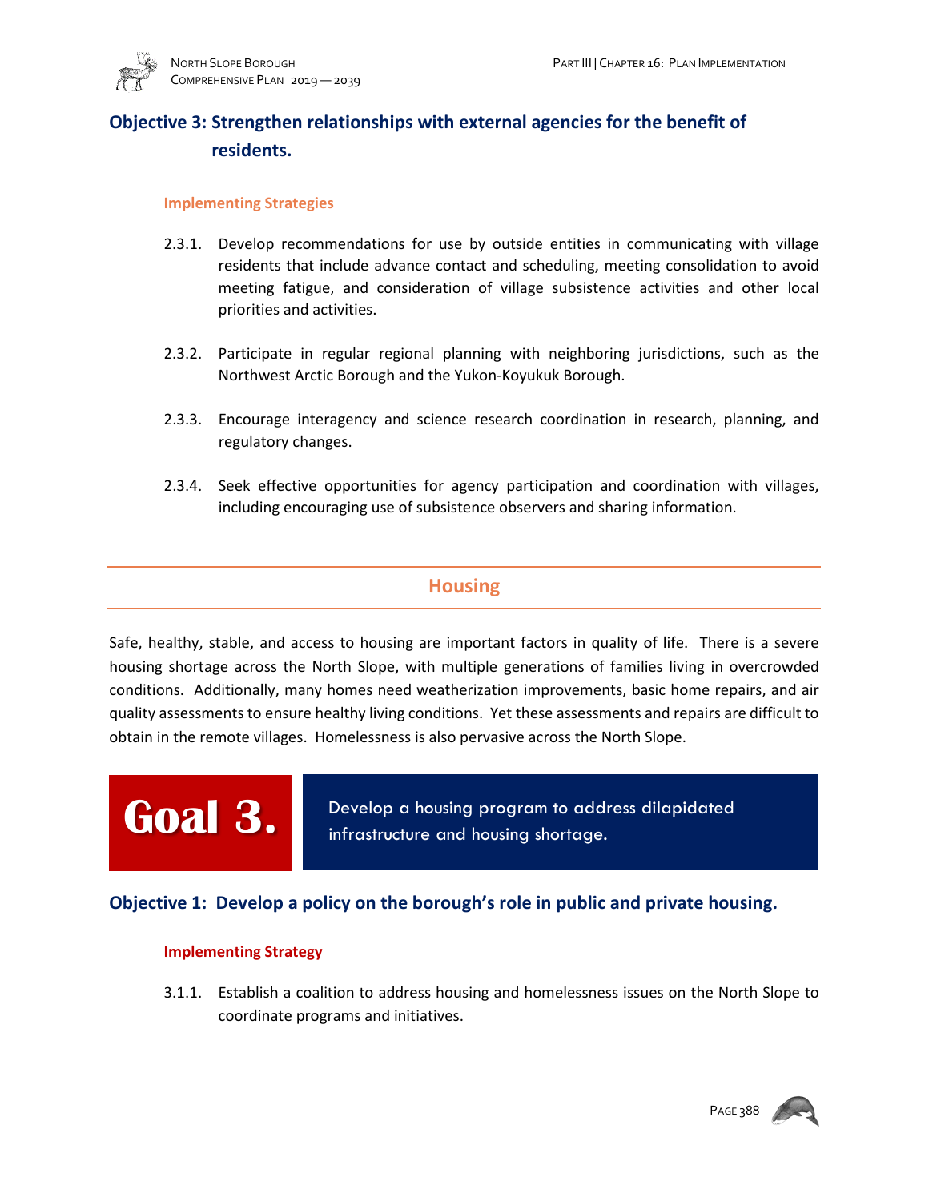### Objective 3: Strengthen relationships with external agencies for the benefit of residents.

**Implementing Strategies**

2.3.1. Develop recommendations for use by outside entities in communicating with village residents that include advance contact and scheduling, meeting consolidation to avoid meeting fatigue, and consideration of village subsistence activities and other local priorities and activities.

2.3.2. Participate in regular regional planning with neighboring jurisdictions, such as the Northwest Arctic Borough and the Yukon-Koyukuk Borough.

2.3.3. Encourage interagency and science research coordination in research, planning, and regulatory changes.

2.3.4. Seek effective opportunities for agency participation and coordination with villages, including encouraging use of subsistence observers and sharing information.

## Housing

Safe, healthy, stable, and access to housing are important factors in quality of life. There is a severe housing shortage across the North Slope, with multiple generations of families living in overcrowded conditions. Additionally, many homes need weatherization improvements, basic home repairs, and air quality assessments to ensure healthy living conditions. Yet these assessments and repairs are difficult to obtain in the remote villages. Homelessness is also pervasive across the North Slope.

## Goal 3. Develop a housing program to address dilapidated infrastructure and housing shortage.

### Objective 1: Develop a policy on the borough's role in public and private housing.

**Implementing Strategy**

3.1.1. Establish a coalition to address housing and homelessness issues on the North Slope to coordinate programs and initiatives.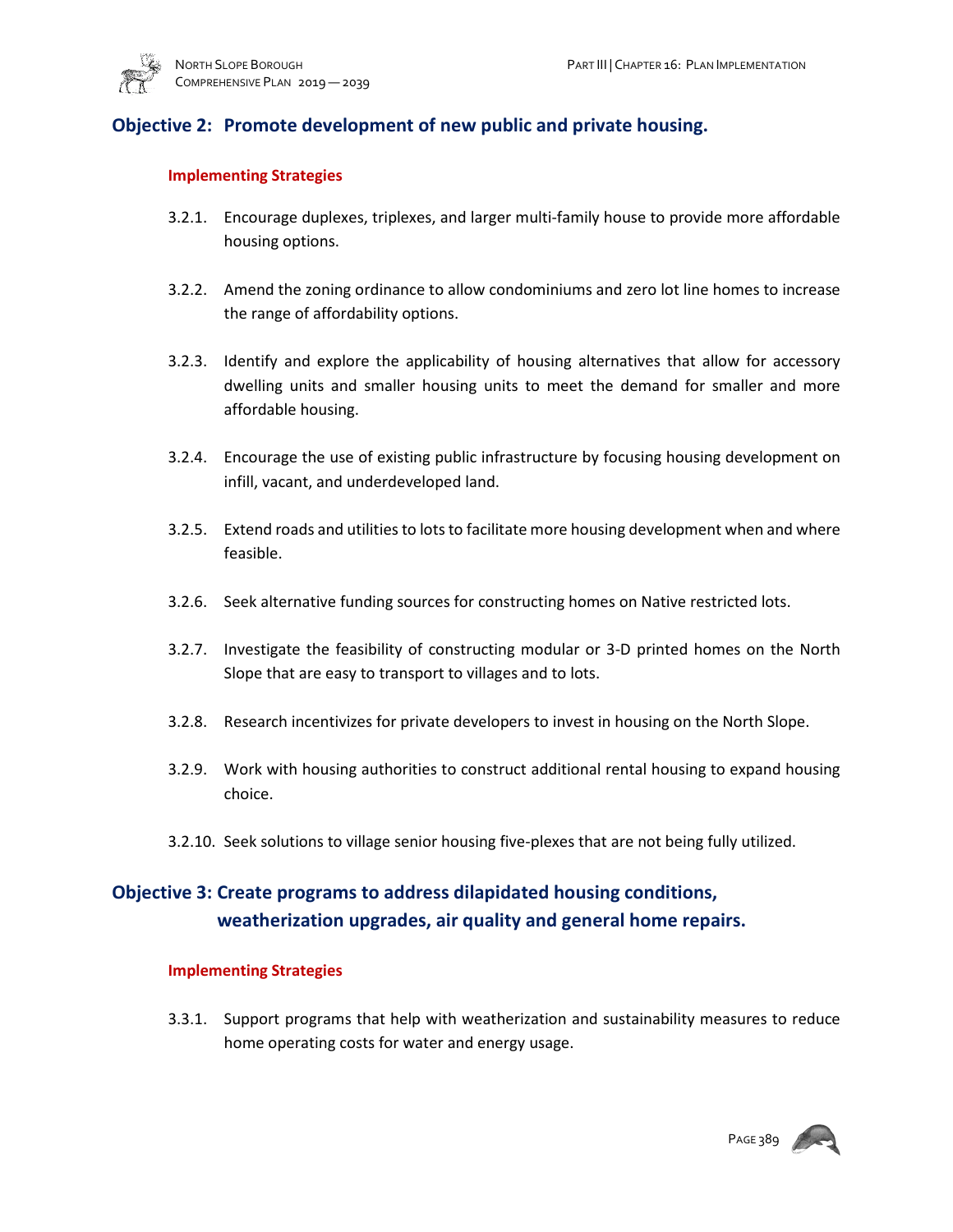## Objective 2: Promote development of new public and private housing.

### Implementing Strategies

3.2.1. Encourage duplexes, triplexes, and larger multi-family house to provide more affordable housing options.

3.2.2. Amend the zoning ordinance to allow condominiums and zero lot line homes to increase the range of affordability options.

3.2.3. Identify and explore the applicability of housing alternatives that allow for accessory dwelling units and smaller housing units to meet the demand for smaller and more affordable housing.

3.2.4. Encourage the use of existing public infrastructure by focusing housing development on infill, vacant, and underdeveloped land.

3.2.5. Extend roads and utilities to lots to facilitate more housing development when and where feasible.

3.2.6. Seek alternative funding sources for constructing homes on Native restricted lots.

3.2.7. Investigate the feasibility of constructing modular or 3-D printed homes on the North Slope that are easy to transport to villages and to lots.

3.2.8. Research incentivizes for private developers to invest in housing on the North Slope.

3.2.9. Work with housing authorities to construct additional rental housing to expand housing choice.

3.2.10. Seek solutions to village senior housing five-plexes that are not being fully utilized.

## Objective 3: Create programs to address dilapidated housing conditions, weatherization upgrades, air quality and general home repairs.

### Implementing Strategies

3.3.1. Support programs that help with weatherization and sustainability measures to reduce home operating costs for water and energy usage.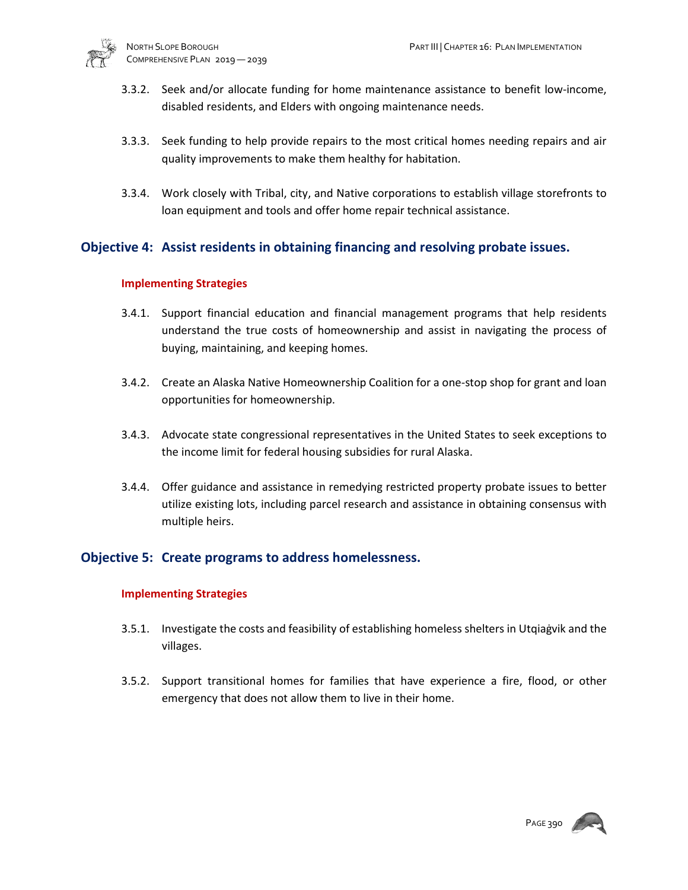3.3.2. Seek and/or allocate funding for home maintenance assistance to benefit low-income, disabled residents, and Elders with ongoing maintenance needs.

3.3.3. Seek funding to help provide repairs to the most critical homes needing repairs and air quality improvements to make them healthy for habitation.

3.3.4. Work closely with Tribal, city, and Native corporations to establish village storefronts to loan equipment and tools and offer home repair technical assistance.

## Objective 4: Assist residents in obtaining financing and resolving probate issues.

#### Implementing Strategies

3.4.1. Support financial education and financial management programs that help residents understand the true costs of homeownership and assist in navigating the process of buying, maintaining, and keeping homes.

3.4.2. Create an Alaska Native Homeownership Coalition for a one-stop shop for grant and loan opportunities for homeownership.

3.4.3. Advocate state congressional representatives in the United States to seek exceptions to the income limit for federal housing subsidies for rural Alaska.

3.4.4. Offer guidance and assistance in remedying restricted property probate issues to better utilize existing lots, including parcel research and assistance in obtaining consensus with multiple heirs.

## Objective 5: Create programs to address homelessness.

#### Implementing Strategies

3.5.1. Investigate the costs and feasibility of establishing homeless shelters in Utqiaġvik and the villages.

3.5.2. Support transitional homes for families that have experience a fire, flood, or other emergency that does not allow them to live in their home.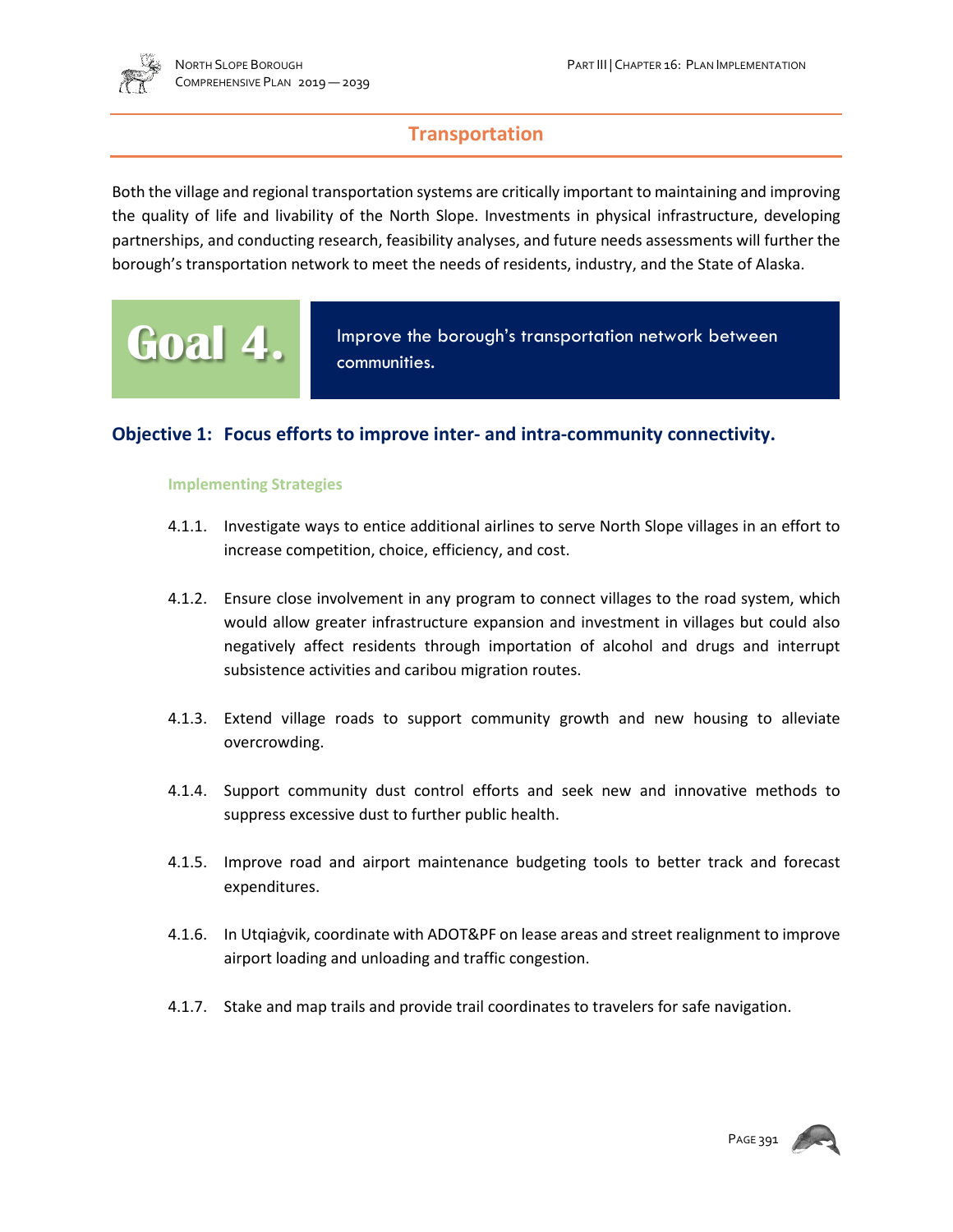## Transportation

Both the village and regional transportation systems are critically important to maintaining and improving the quality of life and livability of the North Slope. Investments in physical infrastructure, developing partnerships, and conducting research, feasibility analyses, and future needs assessments will further the borough's transportation network to meet the needs of residents, industry, and the State of Alaska.

## Goal 4. Improve the borough's transportation network between communities.

### Objective 1: Focus efforts to improve inter- and intra-community connectivity.

#### Implementing Strategies

4.1.1. Investigate ways to entice additional airlines to serve North Slope villages in an effort to increase competition, choice, efficiency, and cost.

4.1.2. Ensure close involvement in any program to connect villages to the road system, which would allow greater infrastructure expansion and investment in villages but could also negatively affect residents through importation of alcohol and drugs and interrupt subsistence activities and caribou migration routes.

4.1.3. Extend village roads to support community growth and new housing to alleviate overcrowding.

4.1.4. Support community dust control efforts and seek new and innovative methods to suppress excessive dust to further public health.

4.1.5. Improve road and airport maintenance budgeting tools to better track and forecast expenditures.

4.1.6. In Utqiaġvik, coordinate with ADOT&PF on lease areas and street realignment to improve airport loading and unloading and traffic congestion.

4.1.7. Stake and map trails and provide trail coordinates to travelers for safe navigation.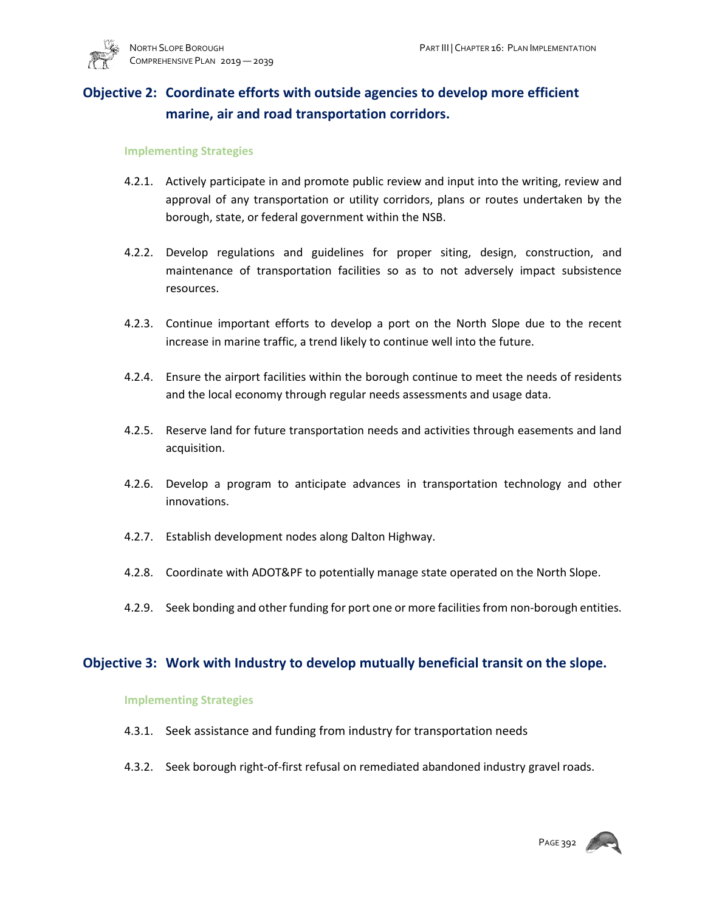## Objective 2: Coordinate efforts with outside agencies to develop more efficient marine, air and road transportation corridors.

### Implementing Strategies

4.2.1. Actively participate in and promote public review and input into the writing, review and approval of any transportation or utility corridors, plans or routes undertaken by the borough, state, or federal government within the NSB.

4.2.2. Develop regulations and guidelines for proper siting, design, construction, and maintenance of transportation facilities so as to not adversely impact subsistence resources.

4.2.3. Continue important efforts to develop a port on the North Slope due to the recent increase in marine traffic, a trend likely to continue well into the future.

4.2.4. Ensure the airport facilities within the borough continue to meet the needs of residents and the local economy through regular needs assessments and usage data.

4.2.5. Reserve land for future transportation needs and activities through easements and land acquisition.

4.2.6. Develop a program to anticipate advances in transportation technology and other innovations.

4.2.7. Establish development nodes along Dalton Highway.

4.2.8. Coordinate with ADOT&PF to potentially manage state operated on the North Slope.

4.2.9. Seek bonding and other funding for port one or more facilities from non-borough entities.

## Objective 3: Work with Industry to develop mutually beneficial transit on the slope.

### Implementing Strategies

4.3.1. Seek assistance and funding from industry for transportation needs

4.3.2. Seek borough right-of-first refusal on remediated abandoned industry gravel roads.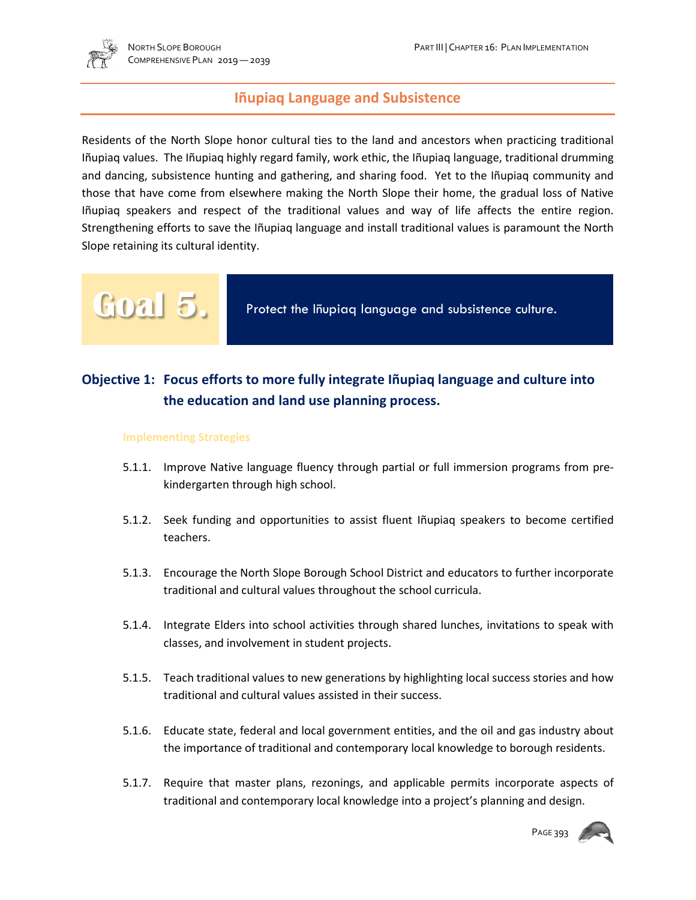## Iñupiaq Language and Subsistence

Residents of the North Slope honor cultural ties to the land and ancestors when practicing traditional Iñupiaq values. The Iñupiaq highly regard family, work ethic, the Iñupiaq language, traditional drumming and dancing, subsistence hunting and gathering, and sharing food. Yet to the Iñupiaq community and those that have come from elsewhere making the North Slope their home, the gradual loss of Native Iñupiaq speakers and respect of the traditional values and way of life affects the entire region. Strengthening efforts to save the Iñupiaq language and install traditional values is paramount the North Slope retaining its cultural identity.

## Goal 5. Protect the Iñupiaq language and subsistence culture.

### Objective 1: Focus efforts to more fully integrate Iñupiaq language and culture into the education and land use planning process.

#### Implementing Strategies

5.1.1. Improve Native language fluency through partial or full immersion programs from pre-kindergarten through high school.

5.1.2. Seek funding and opportunities to assist fluent Iñupiaq speakers to become certified teachers.

5.1.3. Encourage the North Slope Borough School District and educators to further incorporate traditional and cultural values throughout the school curricula.

5.1.4. Integrate Elders into school activities through shared lunches, invitations to speak with classes, and involvement in student projects.

5.1.5. Teach traditional values to new generations by highlighting local success stories and how traditional and cultural values assisted in their success.

5.1.6. Educate state, federal and local government entities, and the oil and gas industry about the importance of traditional and contemporary local knowledge to borough residents.

5.1.7. Require that master plans, rezonings, and applicable permits incorporate aspects of traditional and contemporary local knowledge into a project's planning and design.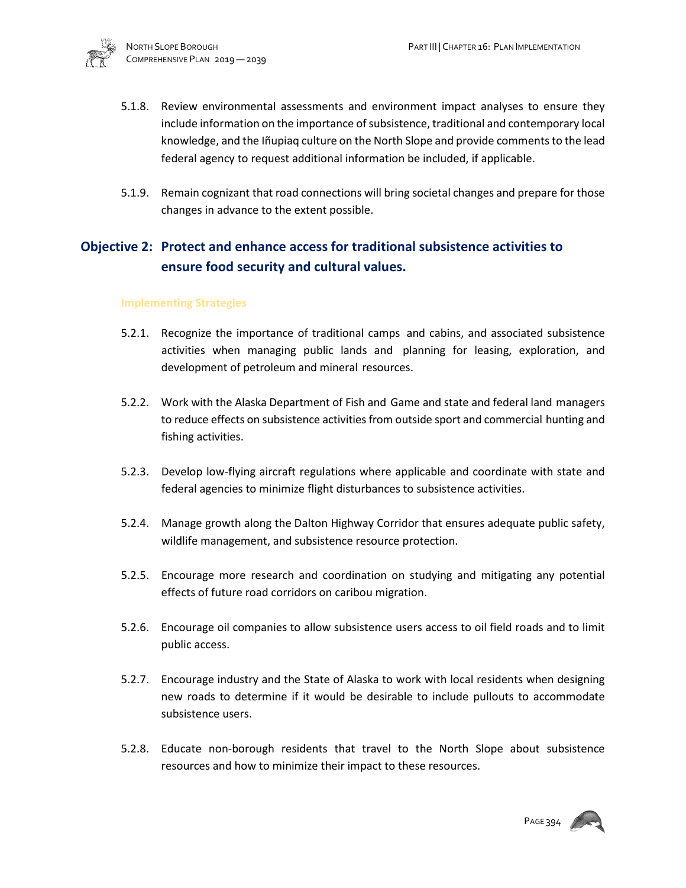5.1.8. Review environmental assessments and environment impact analyses to ensure they include information on the importance of subsistence, traditional and contemporary local knowledge, and the Iñupiaq culture on the North Slope and provide comments to the lead federal agency to request additional information be included, if applicable.

5.1.9. Remain cognizant that road connections will bring societal changes and prepare for those changes in advance to the extent possible.

## Objective 2: Protect and enhance access for traditional subsistence activities to ensure food security and cultural values.

### Implementing Strategies

5.2.1. Recognize the importance of traditional camps and cabins, and associated subsistence activities when managing public lands and planning for leasing, exploration, and development of petroleum and mineral resources.

5.2.2. Work with the Alaska Department of Fish and Game and state and federal land managers to reduce effects on subsistence activities from outside sport and commercial hunting and fishing activities.

5.2.3. Develop low-flying aircraft regulations where applicable and coordinate with state and federal agencies to minimize flight disturbances to subsistence activities.

5.2.4. Manage growth along the Dalton Highway Corridor that ensures adequate public safety, wildlife management, and subsistence resource protection.

5.2.5. Encourage more research and coordination on studying and mitigating any potential effects of future road corridors on caribou migration.

5.2.6. Encourage oil companies to allow subsistence users access to oil field roads and to limit public access.

5.2.7. Encourage industry and the State of Alaska to work with local residents when designing new roads to determine if it would be desirable to include pullouts to accommodate subsistence users.

5.2.8. Educate non-borough residents that travel to the North Slope about subsistence resources and how to minimize their impact to these resources.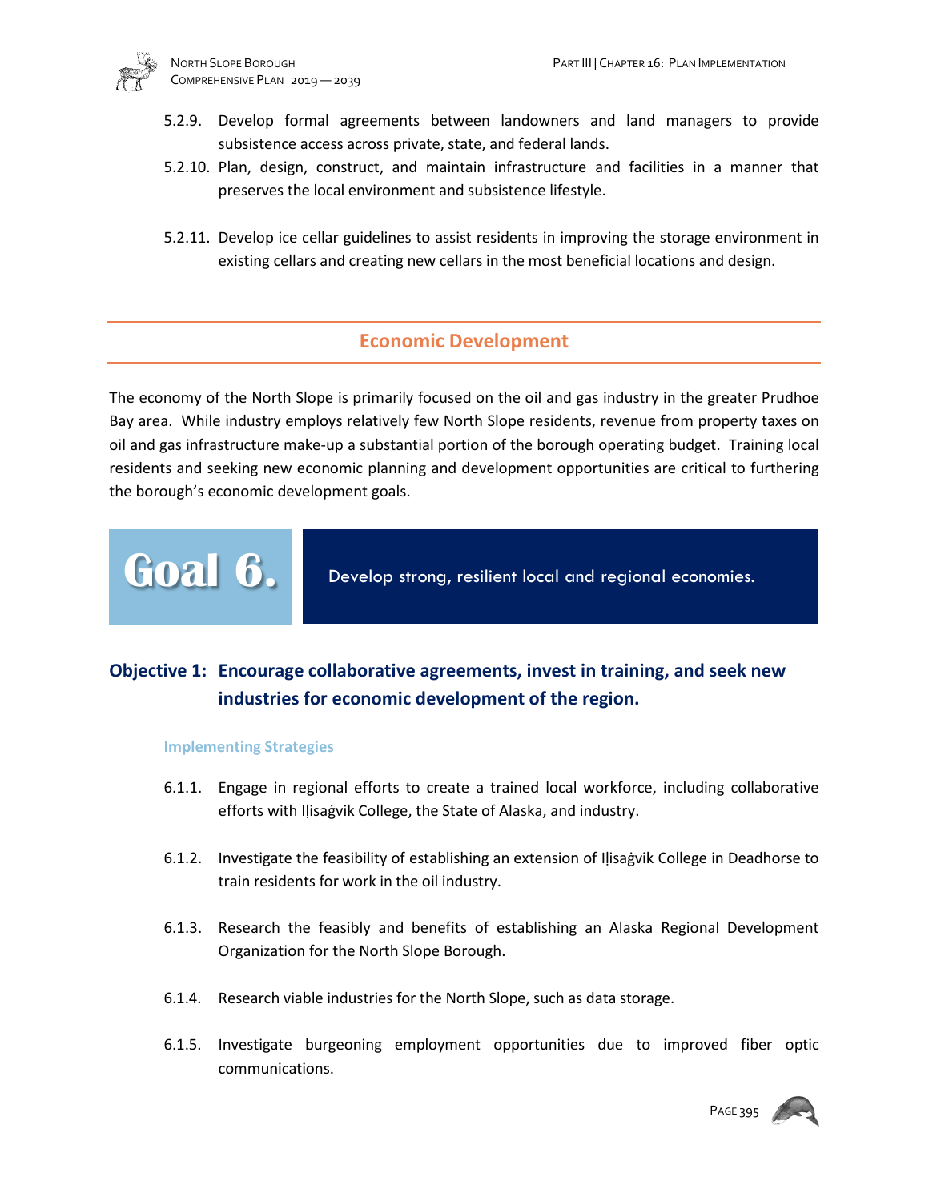5.2.9. Develop formal agreements between landowners and land managers to provide subsistence access across private, state, and federal lands.

5.2.10. Plan, design, construct, and maintain infrastructure and facilities in a manner that preserves the local environment and subsistence lifestyle.

5.2.11. Develop ice cellar guidelines to assist residents in improving the storage environment in existing cellars and creating new cellars in the most beneficial locations and design.

## Economic Development

The economy of the North Slope is primarily focused on the oil and gas industry in the greater Prudhoe Bay area. While industry employs relatively few North Slope residents, revenue from property taxes on oil and gas infrastructure make-up a substantial portion of the borough operating budget. Training local residents and seeking new economic planning and development opportunities are critical to furthering the borough's economic development goals.

## Goal 6. Develop strong, resilient local and regional economies.

### Objective 1: Encourage collaborative agreements, invest in training, and seek new industries for economic development of the region.

#### Implementing Strategies

6.1.1. Engage in regional efforts to create a trained local workforce, including collaborative efforts with Iḷisaġvik College, the State of Alaska, and industry.

6.1.2. Investigate the feasibility of establishing an extension of Iḷisaġvik College in Deadhorse to train residents for work in the oil industry.

6.1.3. Research the feasibly and benefits of establishing an Alaska Regional Development Organization for the North Slope Borough.

6.1.4. Research viable industries for the North Slope, such as data storage.

6.1.5. Investigate burgeoning employment opportunities due to improved fiber optic communications.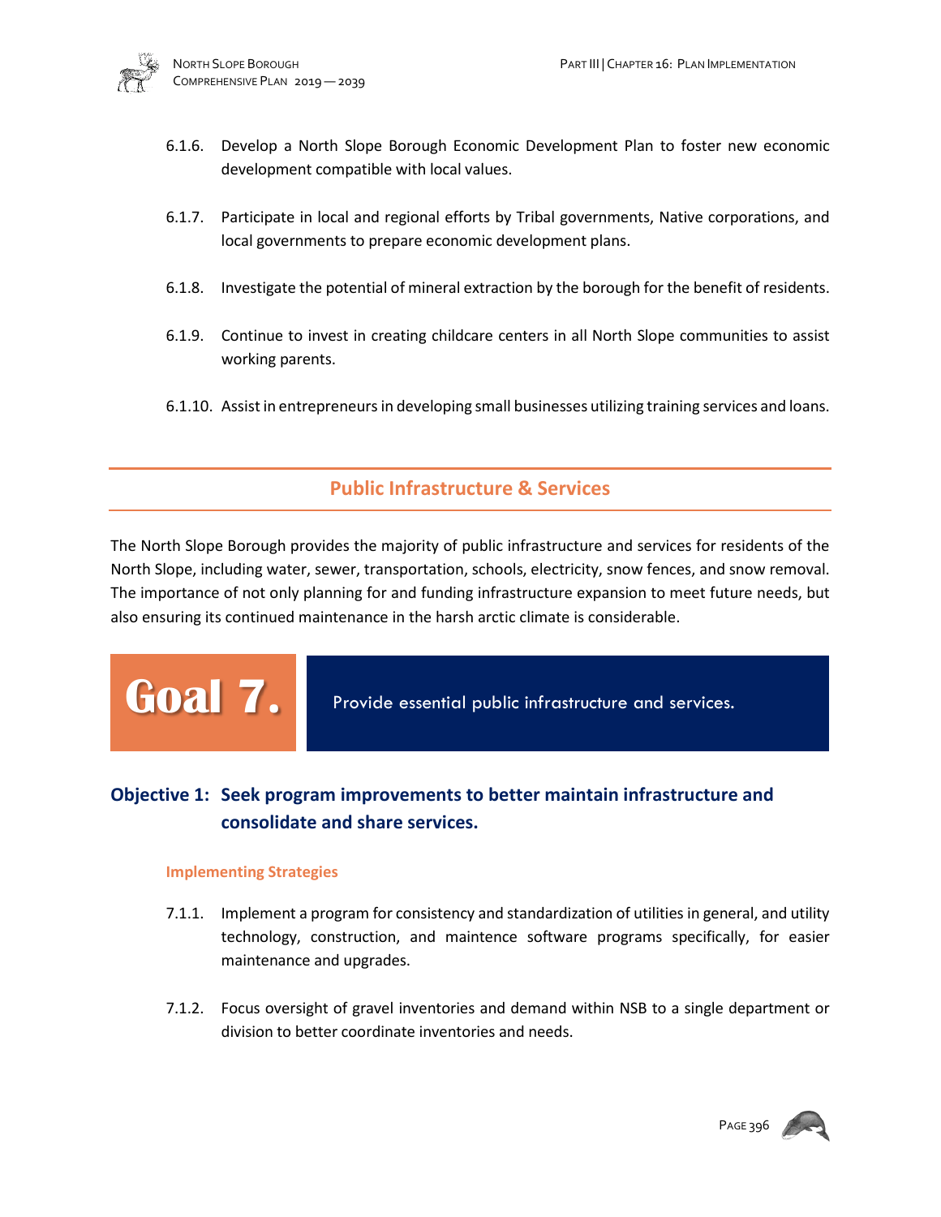6.1.6. Develop a North Slope Borough Economic Development Plan to foster new economic development compatible with local values.

6.1.7. Participate in local and regional efforts by Tribal governments, Native corporations, and local governments to prepare economic development plans.

6.1.8. Investigate the potential of mineral extraction by the borough for the benefit of residents.

6.1.9. Continue to invest in creating childcare centers in all North Slope communities to assist working parents.

6.1.10. Assist in entrepreneurs in developing small businesses utilizing training services and loans.

## Public Infrastructure & Services

The North Slope Borough provides the majority of public infrastructure and services for residents of the North Slope, including water, sewer, transportation, schools, electricity, snow fences, and snow removal. The importance of not only planning for and funding infrastructure expansion to meet future needs, but also ensuring its continued maintenance in the harsh arctic climate is considerable.

## Goal 7. Provide essential public infrastructure and services.

### Objective 1: Seek program improvements to better maintain infrastructure and consolidate and share services.

#### Implementing Strategies

7.1.1. Implement a program for consistency and standardization of utilities in general, and utility technology, construction, and maintence software programs specifically, for easier maintenance and upgrades.

7.1.2. Focus oversight of gravel inventories and demand within NSB to a single department or division to better coordinate inventories and needs.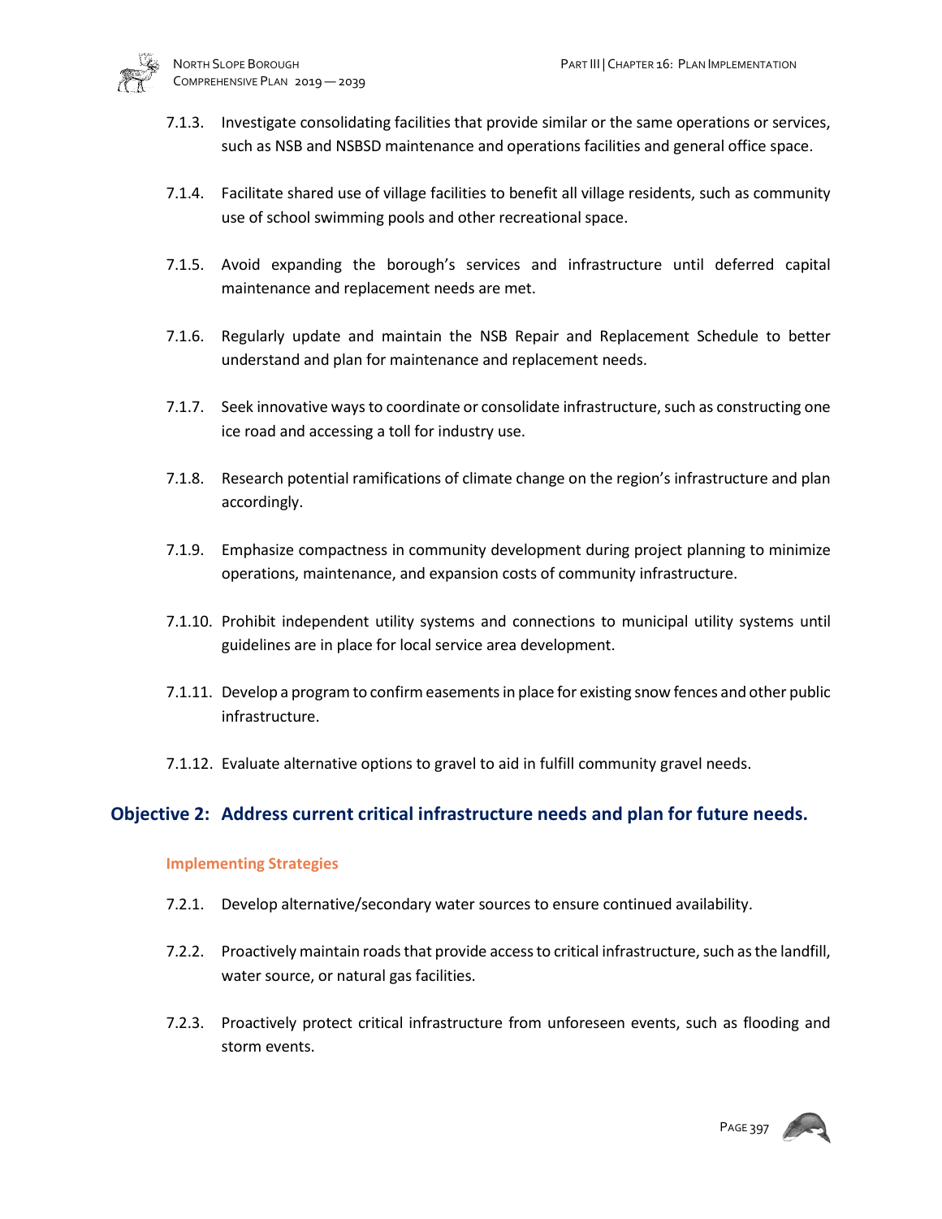7.1.3. Investigate consolidating facilities that provide similar or the same operations or services, such as NSB and NSBSD maintenance and operations facilities and general office space.

7.1.4. Facilitate shared use of village facilities to benefit all village residents, such as community use of school swimming pools and other recreational space.

7.1.5. Avoid expanding the borough's services and infrastructure until deferred capital maintenance and replacement needs are met.

7.1.6. Regularly update and maintain the NSB Repair and Replacement Schedule to better understand and plan for maintenance and replacement needs.

7.1.7. Seek innovative ways to coordinate or consolidate infrastructure, such as constructing one ice road and accessing a toll for industry use.

7.1.8. Research potential ramifications of climate change on the region's infrastructure and plan accordingly.

7.1.9. Emphasize compactness in community development during project planning to minimize operations, maintenance, and expansion costs of community infrastructure.

7.1.10. Prohibit independent utility systems and connections to municipal utility systems until guidelines are in place for local service area development.

7.1.11. Develop a program to confirm easements in place for existing snow fences and other public infrastructure.

7.1.12. Evaluate alternative options to gravel to aid in fulfill community gravel needs.

## Objective 2: Address current critical infrastructure needs and plan for future needs.

### Implementing Strategies

7.2.1. Develop alternative/secondary water sources to ensure continued availability.

7.2.2. Proactively maintain roads that provide access to critical infrastructure, such as the landfill, water source, or natural gas facilities.

7.2.3. Proactively protect critical infrastructure from unforeseen events, such as flooding and storm events.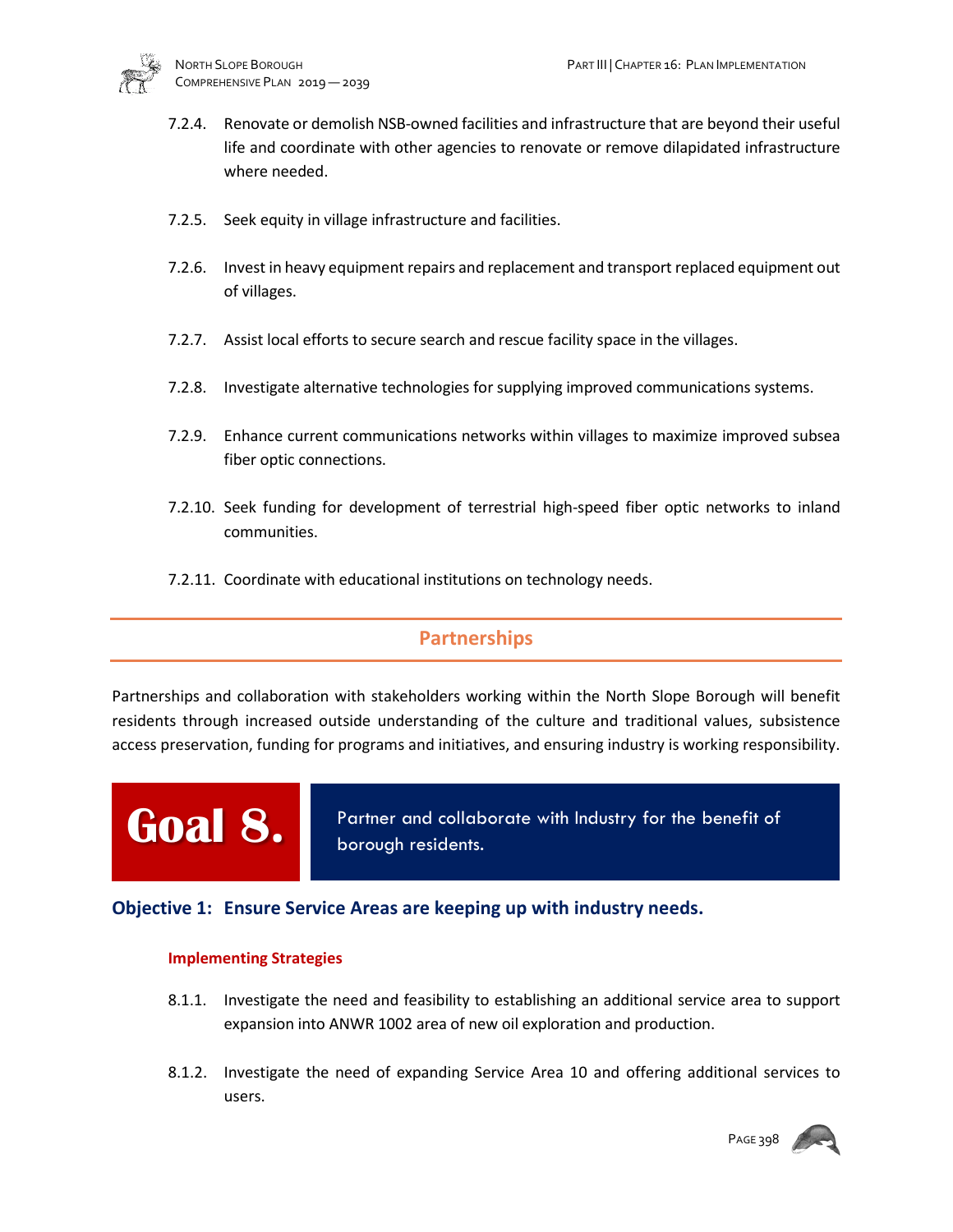7.2.4. Renovate or demolish NSB-owned facilities and infrastructure that are beyond their useful life and coordinate with other agencies to renovate or remove dilapidated infrastructure where needed.

7.2.5. Seek equity in village infrastructure and facilities.

7.2.6. Invest in heavy equipment repairs and replacement and transport replaced equipment out of villages.

7.2.7. Assist local efforts to secure search and rescue facility space in the villages.

7.2.8. Investigate alternative technologies for supplying improved communications systems.

7.2.9. Enhance current communications networks within villages to maximize improved subsea fiber optic connections.

7.2.10. Seek funding for development of terrestrial high-speed fiber optic networks to inland communities.

7.2.11. Coordinate with educational institutions on technology needs.

## Partnerships

Partnerships and collaboration with stakeholders working within the North Slope Borough will benefit residents through increased outside understanding of the culture and traditional values, subsistence access preservation, funding for programs and initiatives, and ensuring industry is working responsibility.

## Goal 8. Partner and collaborate with Industry for the benefit of borough residents.

### Objective 1: Ensure Service Areas are keeping up with industry needs.

#### Implementing Strategies

8.1.1. Investigate the need and feasibility to establishing an additional service area to support expansion into ANWR 1002 area of new oil exploration and production.

8.1.2. Investigate the need of expanding Service Area 10 and offering additional services to users.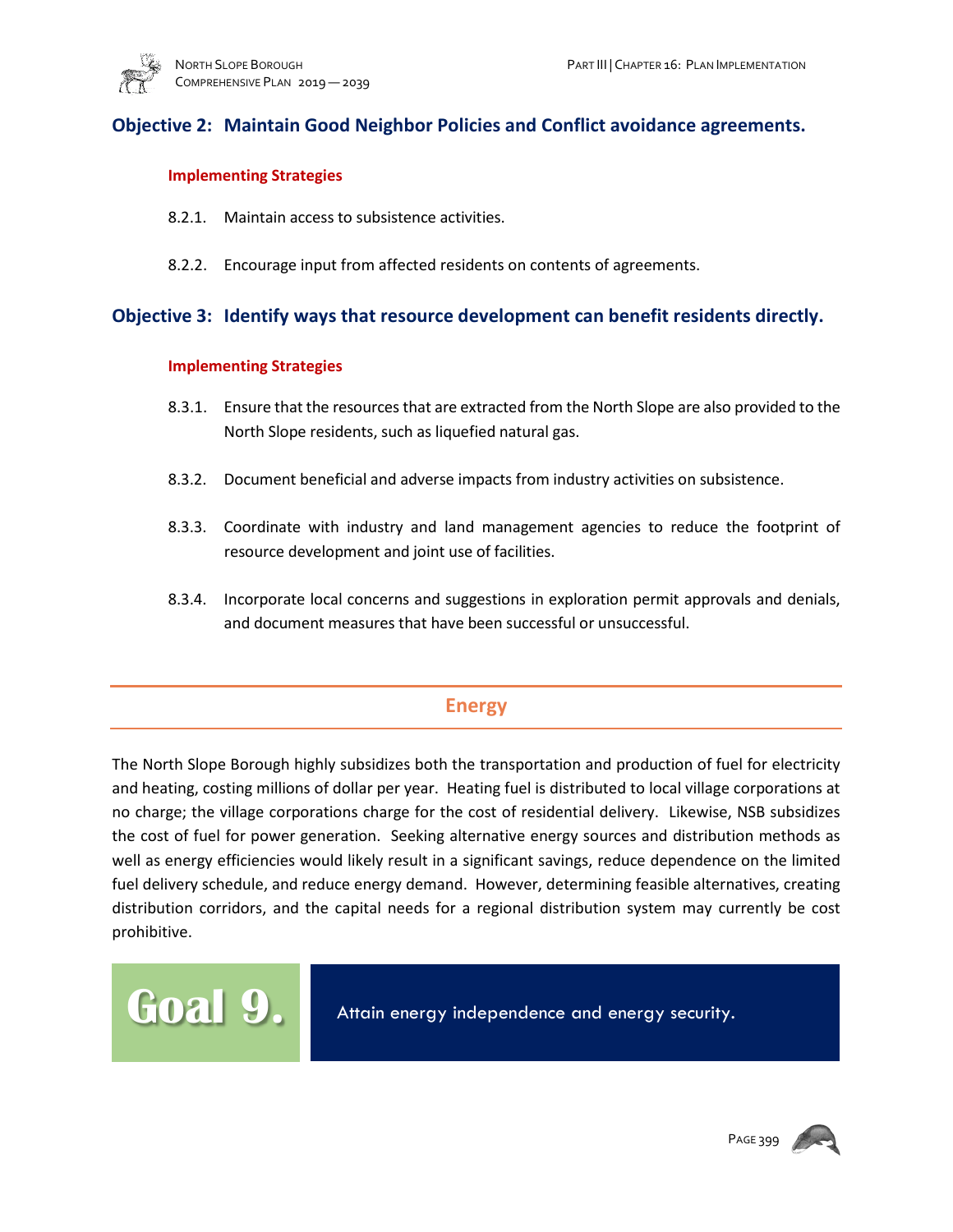### Objective 2: Maintain Good Neighbor Policies and Conflict avoidance agreements.

**Implementing Strategies**

8.2.1. Maintain access to subsistence activities.

8.2.2. Encourage input from affected residents on contents of agreements.

### Objective 3: Identify ways that resource development can benefit residents directly.

**Implementing Strategies**

8.3.1. Ensure that the resources that are extracted from the North Slope are also provided to the North Slope residents, such as liquefied natural gas.

8.3.2. Document beneficial and adverse impacts from industry activities on subsistence.

8.3.3. Coordinate with industry and land management agencies to reduce the footprint of resource development and joint use of facilities.

8.3.4. Incorporate local concerns and suggestions in exploration permit approvals and denials, and document measures that have been successful or unsuccessful.

## Energy

The North Slope Borough highly subsidizes both the transportation and production of fuel for electricity and heating, costing millions of dollar per year. Heating fuel is distributed to local village corporations at no charge; the village corporations charge for the cost of residential delivery. Likewise, NSB subsidizes the cost of fuel for power generation. Seeking alternative energy sources and distribution methods as well as energy efficiencies would likely result in a significant savings, reduce dependence on the limited fuel delivery schedule, and reduce energy demand. However, determining feasible alternatives, creating distribution corridors, and the capital needs for a regional distribution system may currently be cost prohibitive.

## Goal 9. Attain energy independence and energy security.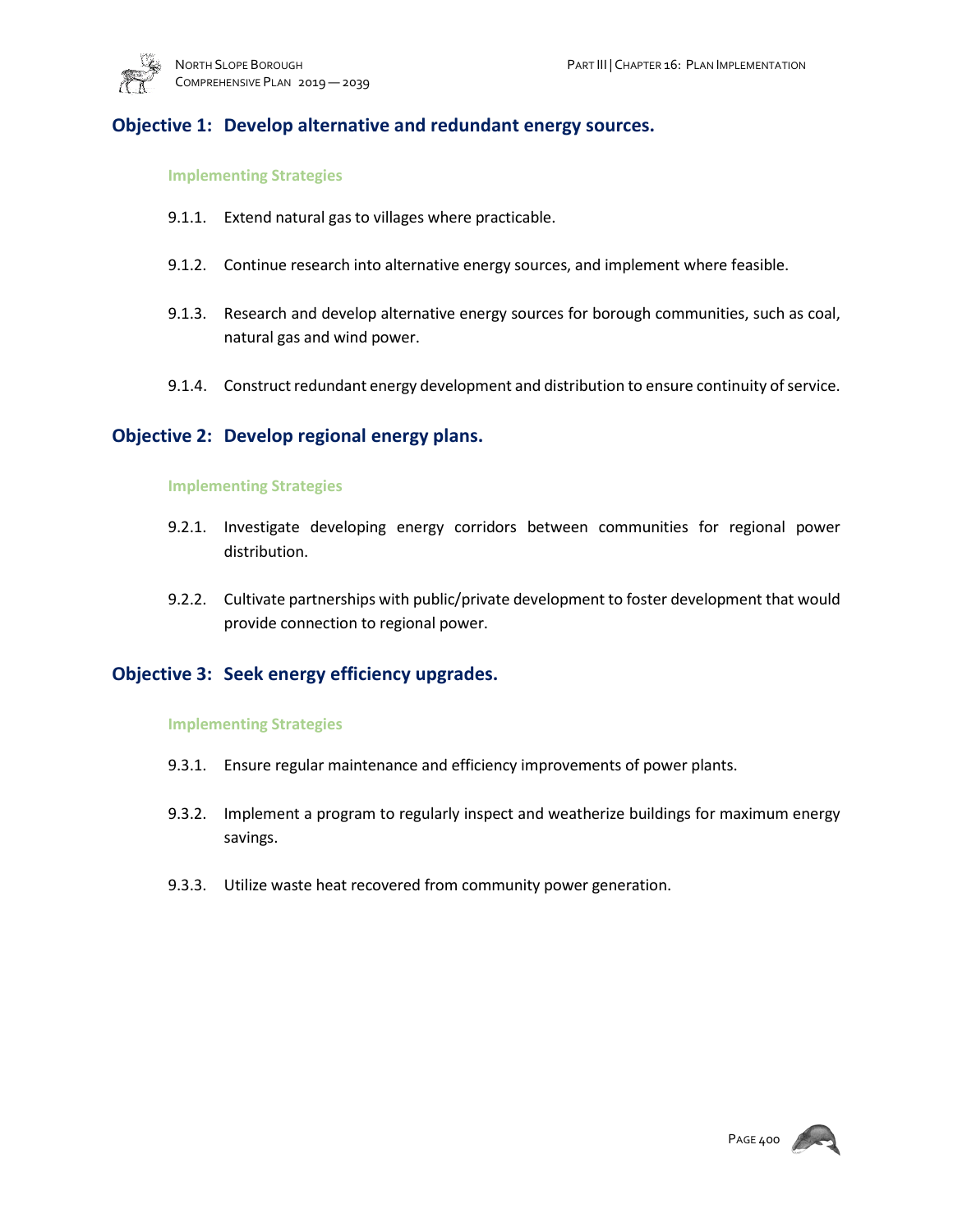## Objective 1: Develop alternative and redundant energy sources.

#### Implementing Strategies

9.1.1. Extend natural gas to villages where practicable.

9.1.2. Continue research into alternative energy sources, and implement where feasible.

9.1.3. Research and develop alternative energy sources for borough communities, such as coal, natural gas and wind power.

9.1.4. Construct redundant energy development and distribution to ensure continuity of service.

## Objective 2: Develop regional energy plans.

#### Implementing Strategies

9.2.1. Investigate developing energy corridors between communities for regional power distribution.

9.2.2. Cultivate partnerships with public/private development to foster development that would provide connection to regional power.

## Objective 3: Seek energy efficiency upgrades.

#### Implementing Strategies

9.3.1. Ensure regular maintenance and efficiency improvements of power plants.

9.3.2. Implement a program to regularly inspect and weatherize buildings for maximum energy savings.

9.3.3. Utilize waste heat recovered from community power generation.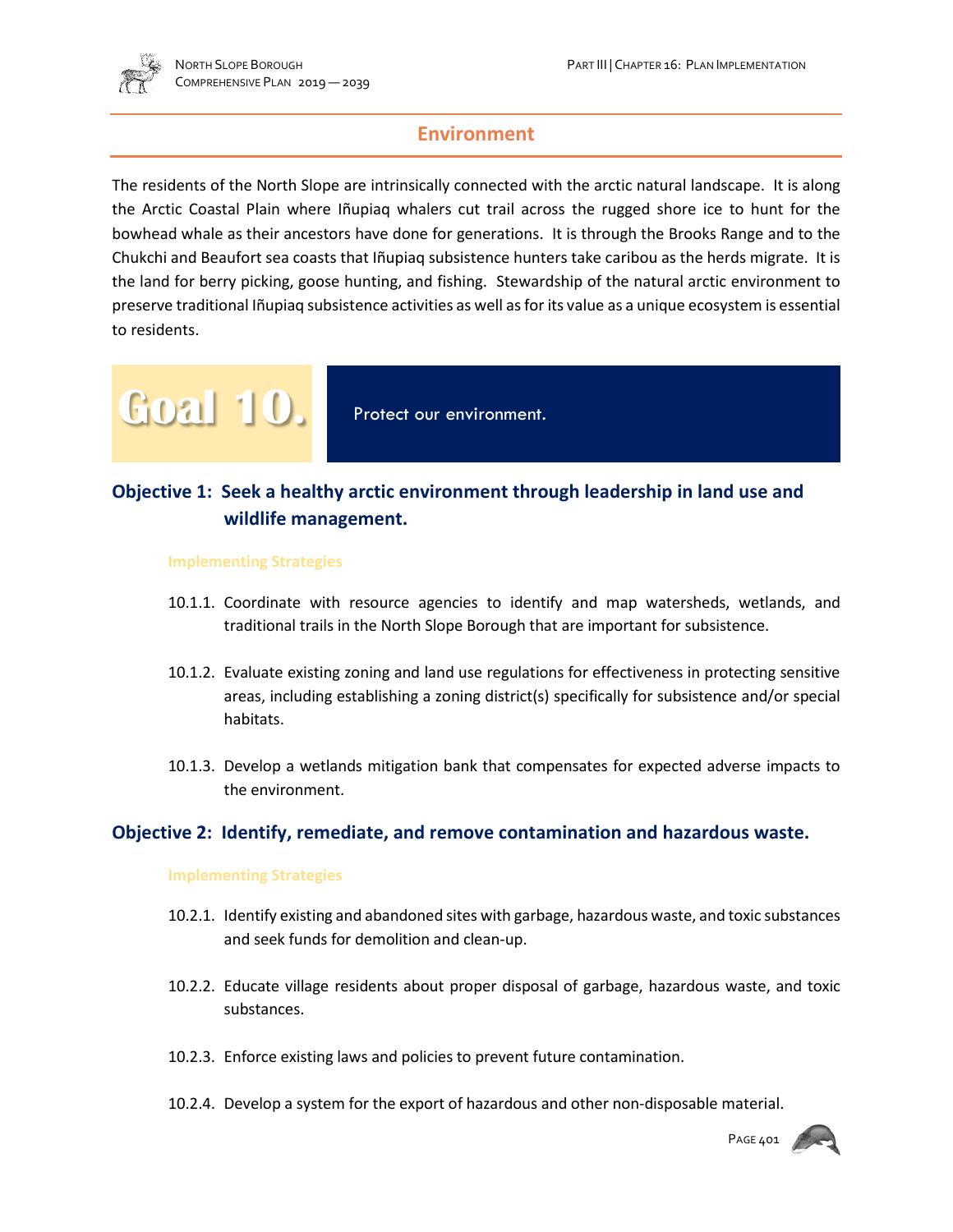## Environment

The residents of the North Slope are intrinsically connected with the arctic natural landscape. It is along the Arctic Coastal Plain where Iñupiaq whalers cut trail across the rugged shore ice to hunt for the bowhead whale as their ancestors have done for generations. It is through the Brooks Range and to the Chukchi and Beaufort sea coasts that Iñupiaq subsistence hunters take caribou as the herds migrate. It is the land for berry picking, goose hunting, and fishing. Stewardship of the natural arctic environment to preserve traditional Iñupiaq subsistence activities as well as for its value as a unique ecosystem is essential to residents.

# Goal 10.

Protect our environment.

### Objective 1: Seek a healthy arctic environment through leadership in land use and wildlife management.

#### Implementing Strategies

10.1.1. Coordinate with resource agencies to identify and map watersheds, wetlands, and traditional trails in the North Slope Borough that are important for subsistence.

10.1.2. Evaluate existing zoning and land use regulations for effectiveness in protecting sensitive areas, including establishing a zoning district(s) specifically for subsistence and/or special habitats.

10.1.3. Develop a wetlands mitigation bank that compensates for expected adverse impacts to the environment.

### Objective 2: Identify, remediate, and remove contamination and hazardous waste.

#### Implementing Strategies

10.2.1. Identify existing and abandoned sites with garbage, hazardous waste, and toxic substances and seek funds for demolition and clean-up.

10.2.2. Educate village residents about proper disposal of garbage, hazardous waste, and toxic substances.

10.2.3. Enforce existing laws and policies to prevent future contamination.

10.2.4. Develop a system for the export of hazardous and other non-disposable material.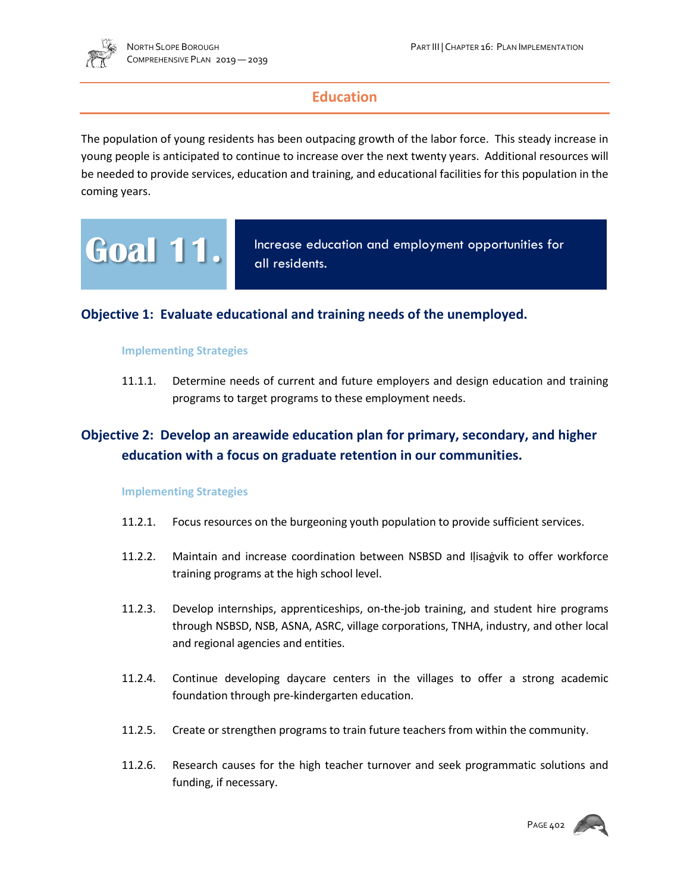## Education

The population of young residents has been outpacing growth of the labor force. This steady increase in young people is anticipated to continue to increase over the next twenty years. Additional resources will be needed to provide services, education and training, and educational facilities for this population in the coming years.

# Goal 11. Increase education and employment opportunities for all residents.

### Objective 1: Evaluate educational and training needs of the unemployed.

#### Implementing Strategies

11.1.1. Determine needs of current and future employers and design education and training programs to target programs to these employment needs.

### Objective 2: Develop an areawide education plan for primary, secondary, and higher education with a focus on graduate retention in our communities.

#### Implementing Strategies

11.2.1. Focus resources on the burgeoning youth population to provide sufficient services.

11.2.2. Maintain and increase coordination between NSBSD and Iḷisaġvik to offer workforce training programs at the high school level.

11.2.3. Develop internships, apprenticeships, on-the-job training, and student hire programs through NSBSD, NSB, ASNA, ASRC, village corporations, TNHA, industry, and other local and regional agencies and entities.

11.2.4. Continue developing daycare centers in the villages to offer a strong academic foundation through pre-kindergarten education.

11.2.5. Create or strengthen programs to train future teachers from within the community.

11.2.6. Research causes for the high teacher turnover and seek programmatic solutions and funding, if necessary.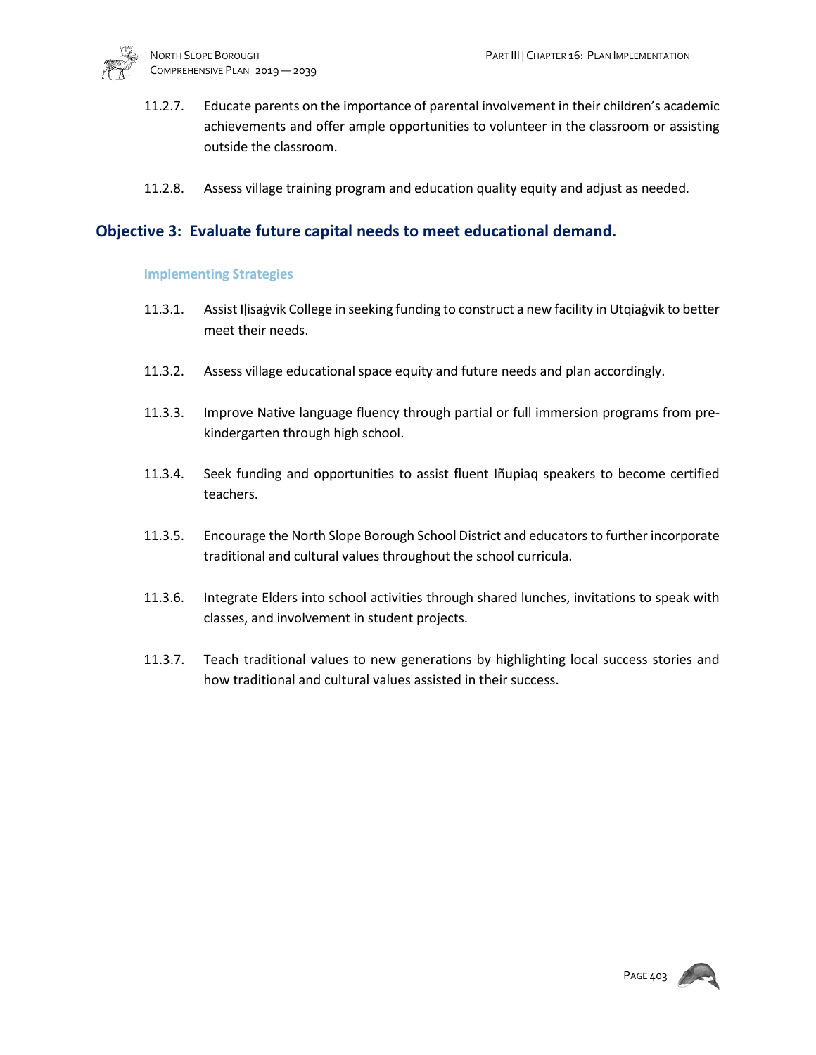11.2.7. Educate parents on the importance of parental involvement in their children's academic achievements and offer ample opportunities to volunteer in the classroom or assisting outside the classroom.

11.2.8. Assess village training program and education quality equity and adjust as needed.

## Objective 3: Evaluate future capital needs to meet educational demand.

### Implementing Strategies

11.3.1. Assist Iḷisaġvik College in seeking funding to construct a new facility in Utqiaġvik to better meet their needs.

11.3.2. Assess village educational space equity and future needs and plan accordingly.

11.3.3. Improve Native language fluency through partial or full immersion programs from pre-kindergarten through high school.

11.3.4. Seek funding and opportunities to assist fluent Iñupiaq speakers to become certified teachers.

11.3.5. Encourage the North Slope Borough School District and educators to further incorporate traditional and cultural values throughout the school curricula.

11.3.6. Integrate Elders into school activities through shared lunches, invitations to speak with classes, and involvement in student projects.

11.3.7. Teach traditional values to new generations by highlighting local success stories and how traditional and cultural values assisted in their success.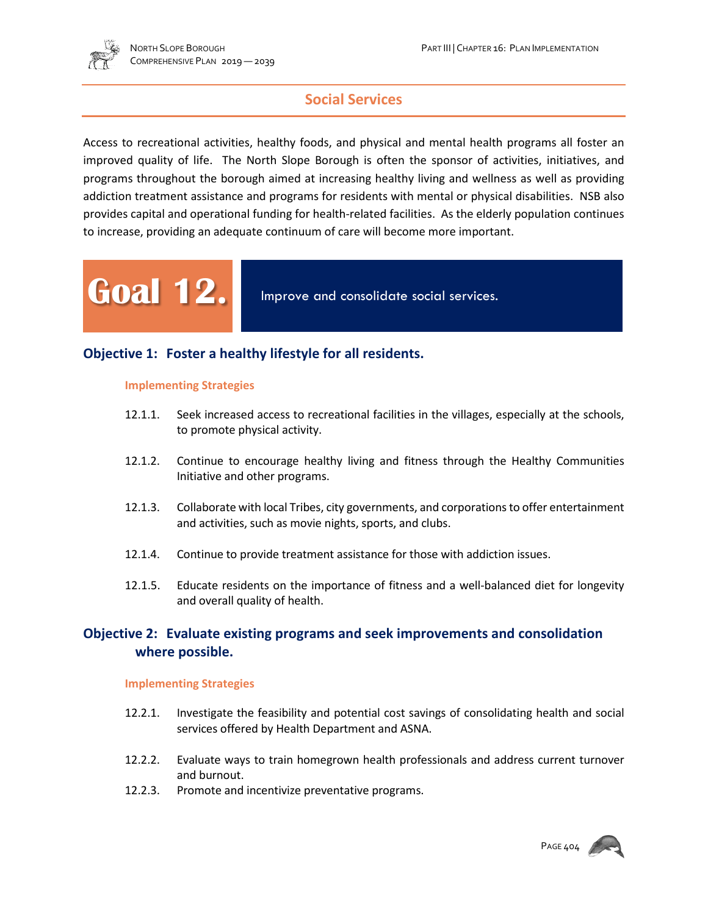## Social Services

Access to recreational activities, healthy foods, and physical and mental health programs all foster an improved quality of life. The North Slope Borough is often the sponsor of activities, initiatives, and programs throughout the borough aimed at increasing healthy living and wellness as well as providing addiction treatment assistance and programs for residents with mental or physical disabilities. NSB also provides capital and operational funding for health-related facilities. As the elderly population continues to increase, providing an adequate continuum of care will become more important.

# Goal 12.

Improve and consolidate social services.

### Objective 1: Foster a healthy lifestyle for all residents.

#### Implementing Strategies

12.1.1. Seek increased access to recreational facilities in the villages, especially at the schools, to promote physical activity.

12.1.2. Continue to encourage healthy living and fitness through the Healthy Communities Initiative and other programs.

12.1.3. Collaborate with local Tribes, city governments, and corporations to offer entertainment and activities, such as movie nights, sports, and clubs.

12.1.4. Continue to provide treatment assistance for those with addiction issues.

12.1.5. Educate residents on the importance of fitness and a well-balanced diet for longevity and overall quality of health.

### Objective 2: Evaluate existing programs and seek improvements and consolidation where possible.

#### Implementing Strategies

12.2.1. Investigate the feasibility and potential cost savings of consolidating health and social services offered by Health Department and ASNA.

12.2.2. Evaluate ways to train homegrown health professionals and address current turnover and burnout.

12.2.3. Promote and incentivize preventative programs.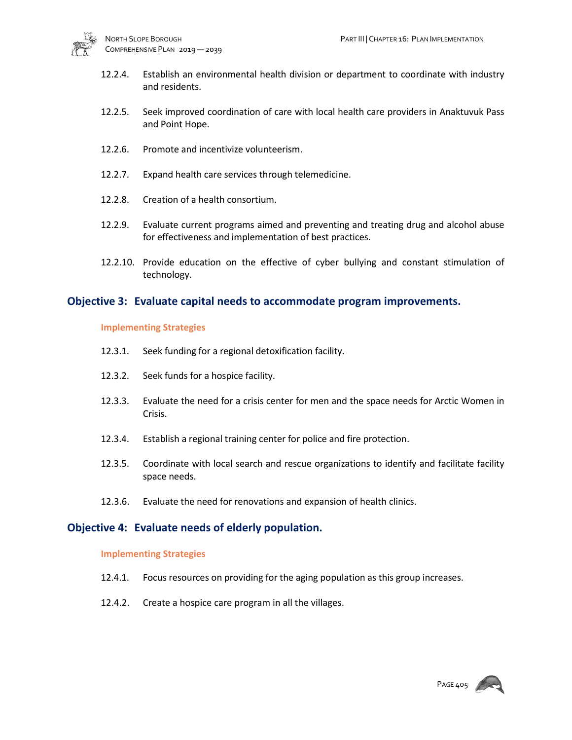12.2.4. Establish an environmental health division or department to coordinate with industry and residents.

12.2.5. Seek improved coordination of care with local health care providers in Anaktuvuk Pass and Point Hope.

12.2.6. Promote and incentivize volunteerism.

12.2.7. Expand health care services through telemedicine.

12.2.8. Creation of a health consortium.

12.2.9. Evaluate current programs aimed and preventing and treating drug and alcohol abuse for effectiveness and implementation of best practices.

12.2.10. Provide education on the effective of cyber bullying and constant stimulation of technology.

## Objective 3: Evaluate capital needs to accommodate program improvements.

### Implementing Strategies

12.3.1. Seek funding for a regional detoxification facility.

12.3.2. Seek funds for a hospice facility.

12.3.3. Evaluate the need for a crisis center for men and the space needs for Arctic Women in Crisis.

12.3.4. Establish a regional training center for police and fire protection.

12.3.5. Coordinate with local search and rescue organizations to identify and facilitate facility space needs.

12.3.6. Evaluate the need for renovations and expansion of health clinics.

## Objective 4: Evaluate needs of elderly population.

### Implementing Strategies

12.4.1. Focus resources on providing for the aging population as this group increases.

12.4.2. Create a hospice care program in all the villages.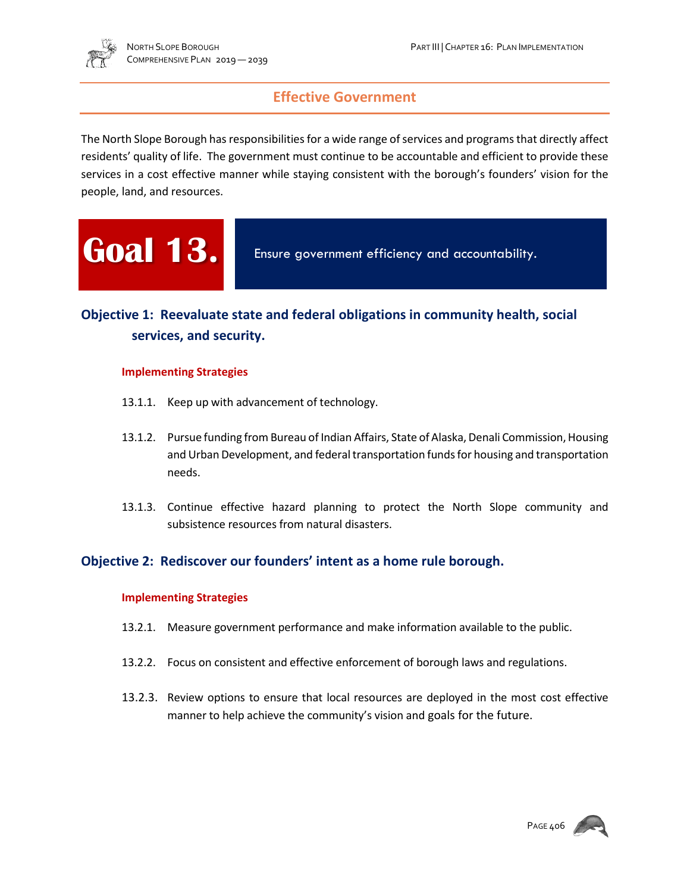## Effective Government

The North Slope Borough has responsibilities for a wide range of services and programs that directly affect residents' quality of life. The government must continue to be accountable and efficient to provide these services in a cost effective manner while staying consistent with the borough's founders' vision for the people, land, and resources.

# Goal 13.

Ensure government efficiency and accountability.

### Objective 1: Reevaluate state and federal obligations in community health, social services, and security.

**Implementing Strategies**

13.1.1. Keep up with advancement of technology.

13.1.2. Pursue funding from Bureau of Indian Affairs, State of Alaska, Denali Commission, Housing and Urban Development, and federal transportation funds for housing and transportation needs.

13.1.3. Continue effective hazard planning to protect the North Slope community and subsistence resources from natural disasters.

### Objective 2: Rediscover our founders' intent as a home rule borough.

**Implementing Strategies**

13.2.1. Measure government performance and make information available to the public.

13.2.2. Focus on consistent and effective enforcement of borough laws and regulations.

13.2.3. Review options to ensure that local resources are deployed in the most cost effective manner to help achieve the community's vision and goals for the future.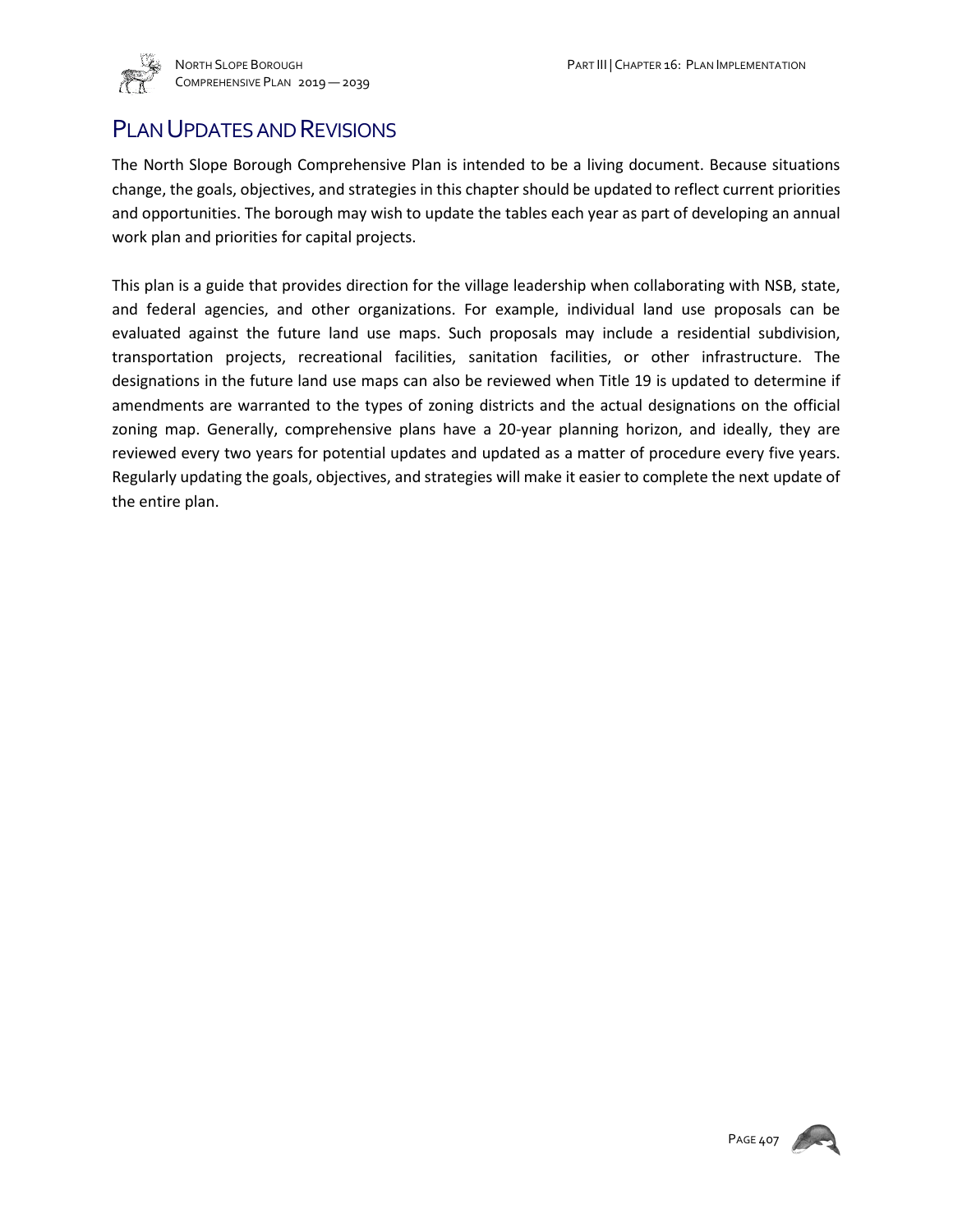## Plan Updates and Revisions

The North Slope Borough Comprehensive Plan is intended to be a living document. Because situations change, the goals, objectives, and strategies in this chapter should be updated to reflect current priorities and opportunities. The borough may wish to update the tables each year as part of developing an annual work plan and priorities for capital projects.

This plan is a guide that provides direction for the village leadership when collaborating with NSB, state, and federal agencies, and other organizations. For example, individual land use proposals can be evaluated against the future land use maps. Such proposals may include a residential subdivision, transportation projects, recreational facilities, sanitation facilities, or other infrastructure. The designations in the future land use maps can also be reviewed when Title 19 is updated to determine if amendments are warranted to the types of zoning districts and the actual designations on the official zoning map. Generally, comprehensive plans have a 20-year planning horizon, and ideally, they are reviewed every two years for potential updates and updated as a matter of procedure every five years. Regularly updating the goals, objectives, and strategies will make it easier to complete the next update of the entire plan.